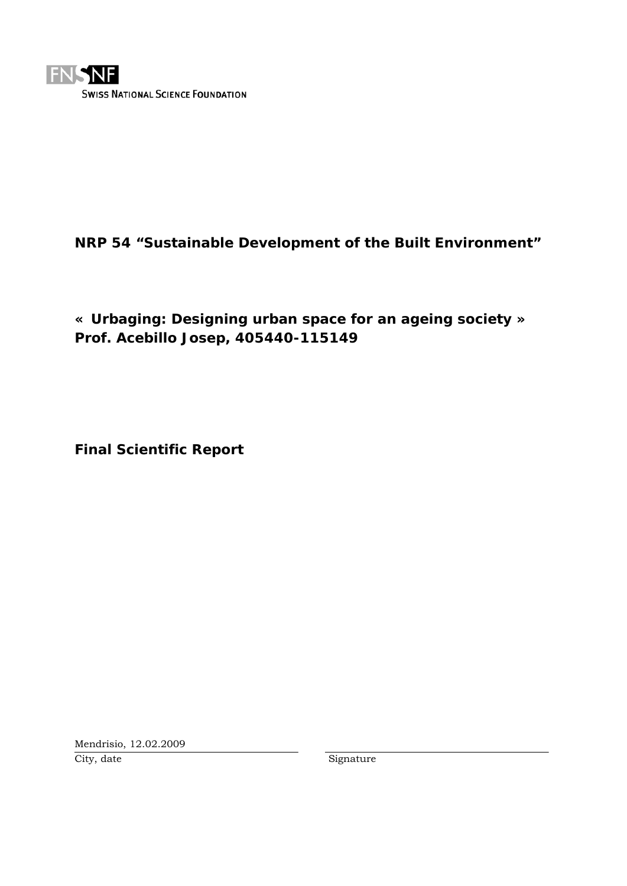FNSNF

SWISS NATIONAL SCIENCE FOUNDATION

**NRP 54 “Sustainable Development of the Built Environment”**

**« Urbaging: Designing urban space for an ageing society »**
**Prof. Acebillo Josep, 405440-115149**

**Final Scientific Report**

Mendrisio, 12.02.2009

City, date

Signature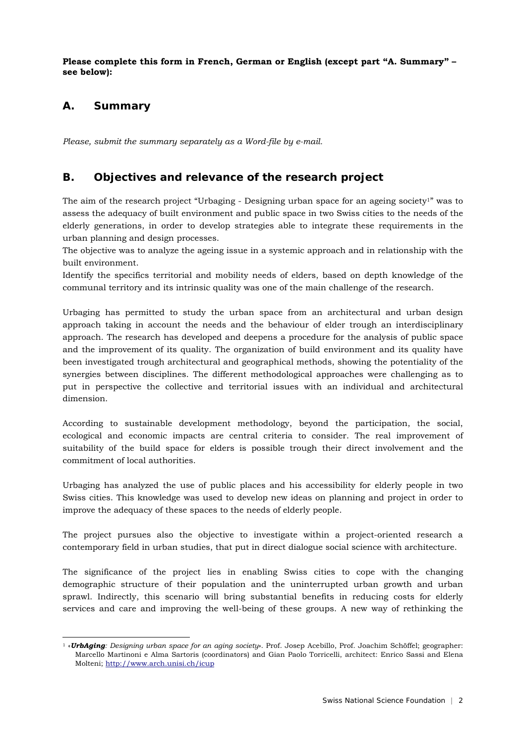**Please complete this form in French, German or English (except part "A. Summary" – see below):**

## A. Summary

*Please, submit the summary separately as a Word-file by e-mail.*

## B. Objectives and relevance of the research project

The aim of the research project "Urbaging - Designing urban space for an ageing society[1]" was to assess the adequacy of built environment and public space in two Swiss cities to the needs of the elderly generations, in order to develop strategies able to integrate these requirements in the urban planning and design processes.
The objective was to analyze the ageing issue in a systemic approach and in relationship with the built environment.
Identify the specifics territorial and mobility needs of elders, based on depth knowledge of the communal territory and its intrinsic quality was one of the main challenge of the research.

Urbaging has permitted to study the urban space from an architectural and urban design approach taking in account the needs and the behaviour of elder trough an interdisciplinary approach. The research has developed and deepens a procedure for the analysis of public space and the improvement of its quality. The organization of build environment and its quality have been investigated trough architectural and geographical methods, showing the potentiality of the synergies between disciplines. The different methodological approaches were challenging as to put in perspective the collective and territorial issues with an individual and architectural dimension.

According to sustainable development methodology, beyond the participation, the social, ecological and economic impacts are central criteria to consider. The real improvement of suitability of the build space for elders is possible trough their direct involvement and the commitment of local authorities.

Urbaging has analyzed the use of public places and his accessibility for elderly people in two Swiss cities. This knowledge was used to develop new ideas on planning and project in order to improve the adequacy of these spaces to the needs of elderly people.

The project pursues also the objective to investigate within a project-oriented research a contemporary field in urban studies, that put in direct dialogue social science with architecture.

The significance of the project lies in enabling Swiss cities to cope with the changing demographic structure of their population and the uninterrupted urban growth and urban sprawl. Indirectly, this scenario will bring substantial benefits in reducing costs for elderly services and care and improving the well-being of these groups. A new way of rethinking the

---

[1] «***UrbAging***: *Designing urban space for an aging society*». Prof. Josep Acebillo, Prof. Joachim Schöffel; geographer: Marcello Martinoni e Alma Sartoris (coordinators) and Gian Paolo Torricelli, architect: Enrico Sassi and Elena Molteni; http://www.arch.unisi.ch/icup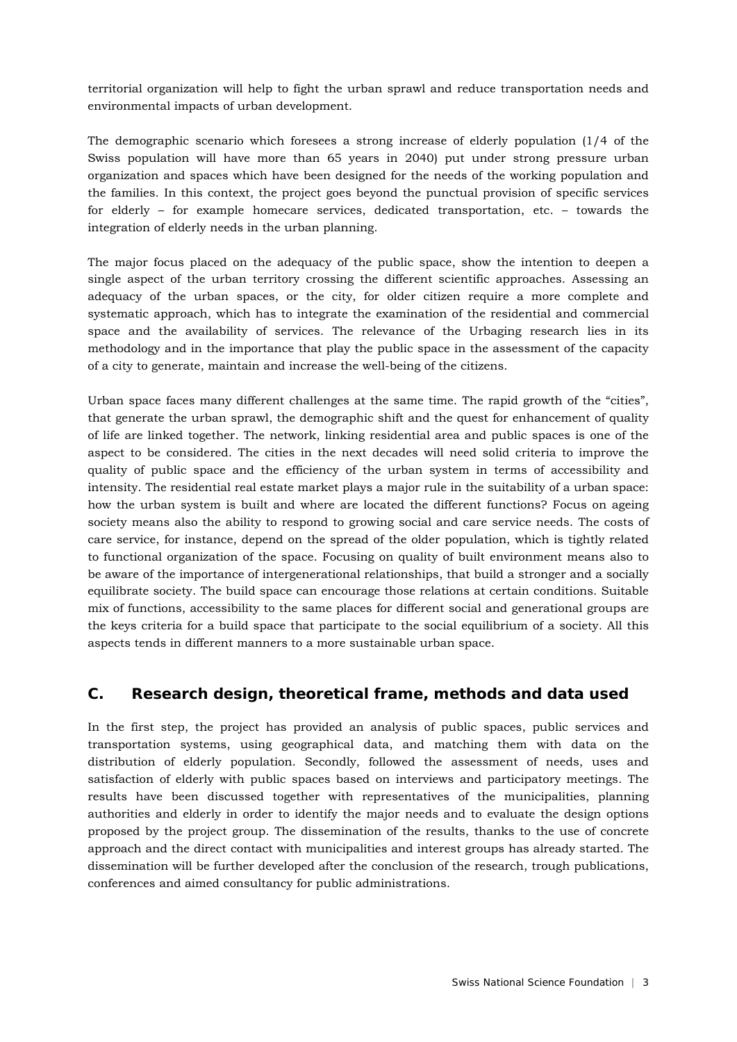territorial organization will help to fight the urban sprawl and reduce transportation needs and environmental impacts of urban development.

The demographic scenario which foresees a strong increase of elderly population (1/4 of the Swiss population will have more than 65 years in 2040) put under strong pressure urban organization and spaces which have been designed for the needs of the working population and the families. In this context, the project goes beyond the punctual provision of specific services for elderly – for example homecare services, dedicated transportation, etc. – towards the integration of elderly needs in the urban planning.

The major focus placed on the adequacy of the public space, show the intention to deepen a single aspect of the urban territory crossing the different scientific approaches. Assessing an adequacy of the urban spaces, or the city, for older citizen require a more complete and systematic approach, which has to integrate the examination of the residential and commercial space and the availability of services. The relevance of the Urbaging research lies in its methodology and in the importance that play the public space in the assessment of the capacity of a city to generate, maintain and increase the well-being of the citizens.

Urban space faces many different challenges at the same time. The rapid growth of the "cities", that generate the urban sprawl, the demographic shift and the quest for enhancement of quality of life are linked together. The network, linking residential area and public spaces is one of the aspect to be considered. The cities in the next decades will need solid criteria to improve the quality of public space and the efficiency of the urban system in terms of accessibility and intensity. The residential real estate market plays a major rule in the suitability of a urban space: how the urban system is built and where are located the different functions? Focus on ageing society means also the ability to respond to growing social and care service needs. The costs of care service, for instance, depend on the spread of the older population, which is tightly related to functional organization of the space. Focusing on quality of built environment means also to be aware of the importance of intergenerational relationships, that build a stronger and a socially equilibrate society. The build space can encourage those relations at certain conditions. Suitable mix of functions, accessibility to the same places for different social and generational groups are the keys criteria for a build space that participate to the social equilibrium of a society. All this aspects tends in different manners to a more sustainable urban space.

## C. Research design, theoretical frame, methods and data used

In the first step, the project has provided an analysis of public spaces, public services and transportation systems, using geographical data, and matching them with data on the distribution of elderly population. Secondly, followed the assessment of needs, uses and satisfaction of elderly with public spaces based on interviews and participatory meetings. The results have been discussed together with representatives of the municipalities, planning authorities and elderly in order to identify the major needs and to evaluate the design options proposed by the project group. The dissemination of the results, thanks to the use of concrete approach and the direct contact with municipalities and interest groups has already started. The dissemination will be further developed after the conclusion of the research, trough publications, conferences and aimed consultancy for public administrations.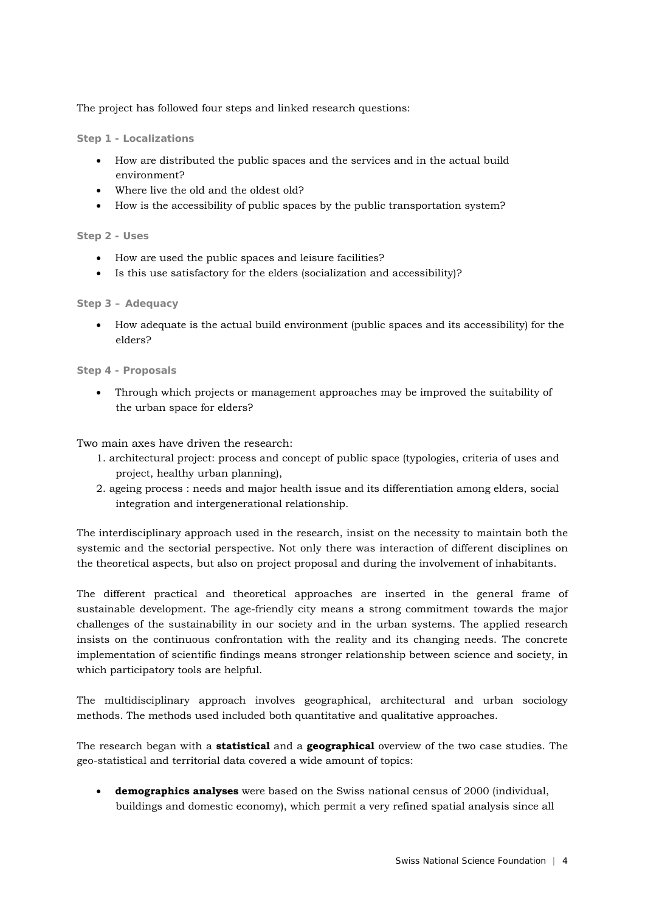The project has followed four steps and linked research questions:

**Step 1 - Localizations**

- How are distributed the public spaces and the services and in the actual build environment?
- Where live the old and the oldest old?
- How is the accessibility of public spaces by the public transportation system?

**Step 2 - Uses**

- How are used the public spaces and leisure facilities?
- Is this use satisfactory for the elders (socialization and accessibility)?

**Step 3 – Adequacy**

- How adequate is the actual build environment (public spaces and its accessibility) for the elders?

**Step 4 - Proposals**

- Through which projects or management approaches may be improved the suitability of the urban space for elders?

Two main axes have driven the research:

1. architectural project: process and concept of public space (typologies, criteria of uses and project, healthy urban planning),
2. ageing process : needs and major health issue and its differentiation among elders, social integration and intergenerational relationship.

The interdisciplinary approach used in the research, insist on the necessity to maintain both the systemic and the sectorial perspective. Not only there was interaction of different disciplines on the theoretical aspects, but also on project proposal and during the involvement of inhabitants.

The different practical and theoretical approaches are inserted in the general frame of sustainable development. The age-friendly city means a strong commitment towards the major challenges of the sustainability in our society and in the urban systems. The applied research insists on the continuous confrontation with the reality and its changing needs. The concrete implementation of scientific findings means stronger relationship between science and society, in which participatory tools are helpful.

The multidisciplinary approach involves geographical, architectural and urban sociology methods. The methods used included both quantitative and qualitative approaches.

The research began with a **statistical** and a **geographical** overview of the two case studies. The geo-statistical and territorial data covered a wide amount of topics:

- **demographics analyses** were based on the Swiss national census of 2000 (individual, buildings and domestic economy), which permit a very refined spatial analysis since all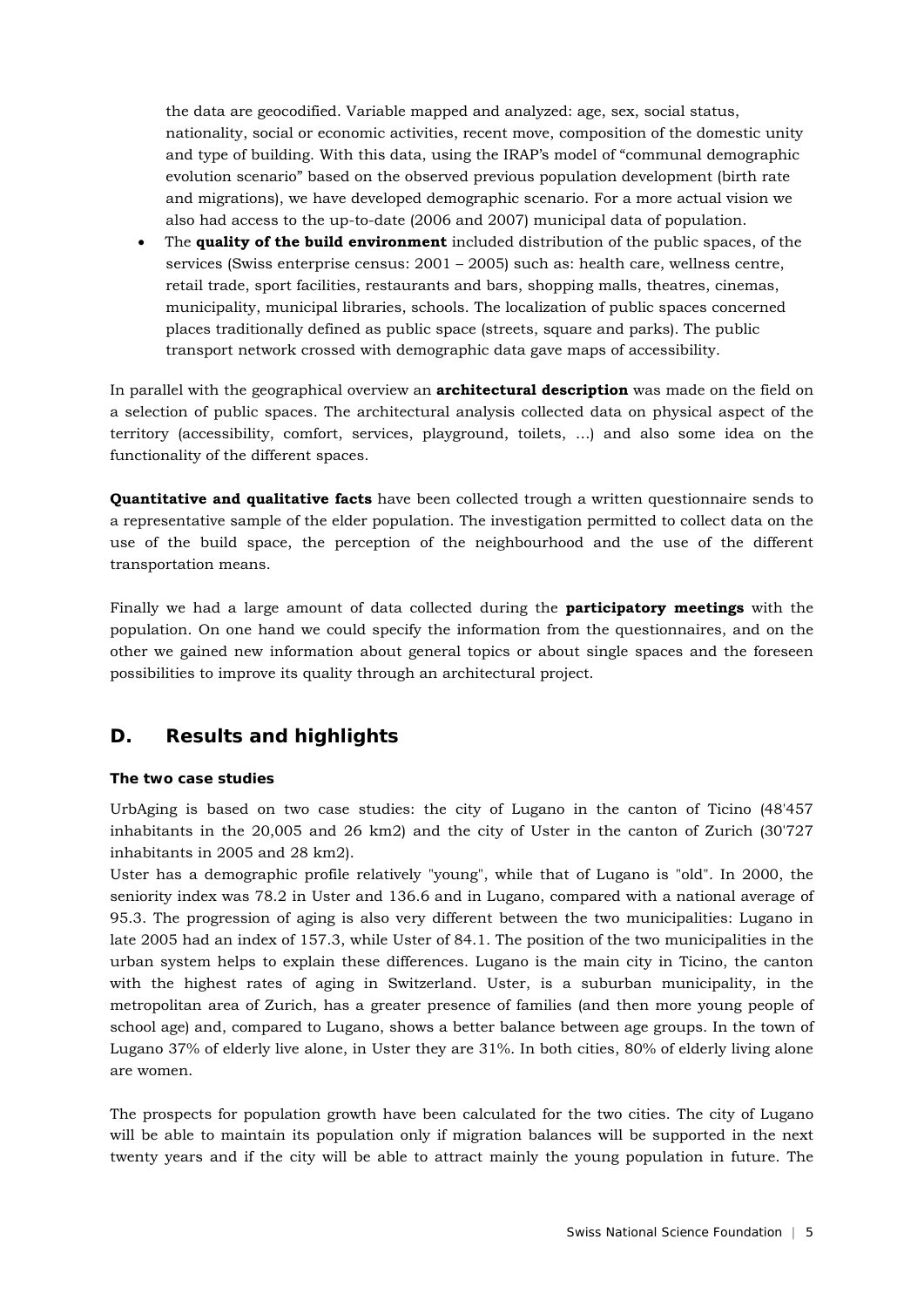the data are geocodified. Variable mapped and analyzed: age, sex, social status, nationality, social or economic activities, recent move, composition of the domestic unity and type of building. With this data, using the IRAP's model of "communal demographic evolution scenario" based on the observed previous population development (birth rate and migrations), we have developed demographic scenario. For a more actual vision we also had access to the up-to-date (2006 and 2007) municipal data of population.

- The **quality of the build environment** included distribution of the public spaces, of the services (Swiss enterprise census: 2001 – 2005) such as: health care, wellness centre, retail trade, sport facilities, restaurants and bars, shopping malls, theatres, cinemas, municipality, municipal libraries, schools. The localization of public spaces concerned places traditionally defined as public space (streets, square and parks). The public transport network crossed with demographic data gave maps of accessibility.

In parallel with the geographical overview an **architectural description** was made on the field on a selection of public spaces. The architectural analysis collected data on physical aspect of the territory (accessibility, comfort, services, playground, toilets, ...) and also some idea on the functionality of the different spaces.

**Quantitative and qualitative facts** have been collected trough a written questionnaire sends to a representative sample of the elder population. The investigation permitted to collect data on the use of the build space, the perception of the neighbourhood and the use of the different transportation means.

Finally we had a large amount of data collected during the **participatory meetings** with the population. On one hand we could specify the information from the questionnaires, and on the other we gained new information about general topics or about single spaces and the foreseen possibilities to improve its quality through an architectural project.

## D. Results and highlights

### The two case studies

UrbAging is based on two case studies: the city of Lugano in the canton of Ticino (48'457 inhabitants in the 20,005 and 26 km2) and the city of Uster in the canton of Zurich (30'727 inhabitants in 2005 and 28 km2).

Uster has a demographic profile relatively "young", while that of Lugano is "old". In 2000, the seniority index was 78.2 in Uster and 136.6 and in Lugano, compared with a national average of 95.3. The progression of aging is also very different between the two municipalities: Lugano in late 2005 had an index of 157.3, while Uster of 84.1. The position of the two municipalities in the urban system helps to explain these differences. Lugano is the main city in Ticino, the canton with the highest rates of aging in Switzerland. Uster, is a suburban municipality, in the metropolitan area of Zurich, has a greater presence of families (and then more young people of school age) and, compared to Lugano, shows a better balance between age groups. In the town of Lugano 37% of elderly live alone, in Uster they are 31%. In both cities, 80% of elderly living alone are women.

The prospects for population growth have been calculated for the two cities. The city of Lugano will be able to maintain its population only if migration balances will be supported in the next twenty years and if the city will be able to attract mainly the young population in future. The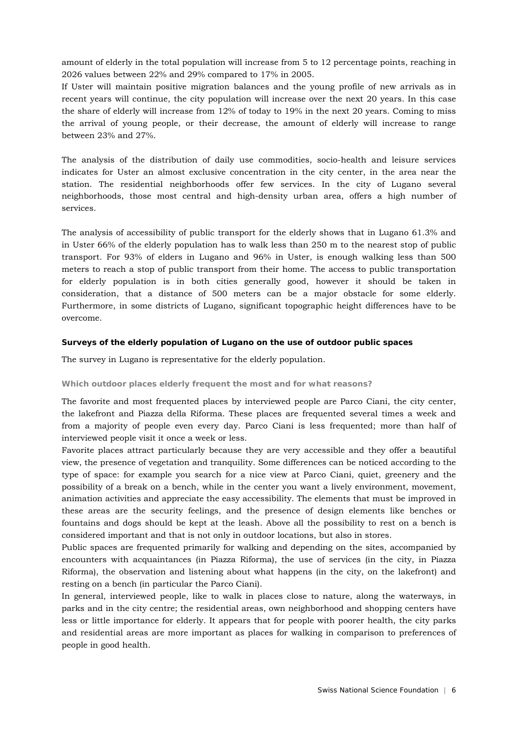amount of elderly in the total population will increase from 5 to 12 percentage points, reaching in 2026 values between 22% and 29% compared to 17% in 2005.
If Uster will maintain positive migration balances and the young profile of new arrivals as in recent years will continue, the city population will increase over the next 20 years. In this case the share of elderly will increase from 12% of today to 19% in the next 20 years. Coming to miss the arrival of young people, or their decrease, the amount of elderly will increase to range between 23% and 27%.

The analysis of the distribution of daily use commodities, socio-health and leisure services indicates for Uster an almost exclusive concentration in the city center, in the area near the station. The residential neighborhoods offer few services. In the city of Lugano several neighborhoods, those most central and high-density urban area, offers a high number of services.

The analysis of accessibility of public transport for the elderly shows that in Lugano 61.3% and in Uster 66% of the elderly population has to walk less than 250 m to the nearest stop of public transport. For 93% of elders in Lugano and 96% in Uster, is enough walking less than 500 meters to reach a stop of public transport from their home. The access to public transportation for elderly population is in both cities generally good, however it should be taken in consideration, that a distance of 500 meters can be a major obstacle for some elderly. Furthermore, in some districts of Lugano, significant topographic height differences have to be overcome.

### Surveys of the elderly population of Lugano on the use of outdoor public spaces

The survey in Lugano is representative for the elderly population.

#### Which outdoor places elderly frequent the most and for what reasons?

The favorite and most frequented places by interviewed people are Parco Ciani, the city center, the lakefront and Piazza della Riforma. These places are frequented several times a week and from a majority of people even every day. Parco Ciani is less frequented; more than half of interviewed people visit it once a week or less.
Favorite places attract particularly because they are very accessible and they offer a beautiful view, the presence of vegetation and tranquility. Some differences can be noticed according to the type of space: for example you search for a nice view at Parco Ciani, quiet, greenery and the possibility of a break on a bench, while in the center you want a lively environment, movement, animation activities and appreciate the easy accessibility. The elements that must be improved in these areas are the security feelings, and the presence of design elements like benches or fountains and dogs should be kept at the leash. Above all the possibility to rest on a bench is considered important and that is not only in outdoor locations, but also in stores.
Public spaces are frequented primarily for walking and depending on the sites, accompanied by encounters with acquaintances (in Piazza Riforma), the use of services (in the city, in Piazza Riforma), the observation and listening about what happens (in the city, on the lakefront) and resting on a bench (in particular the Parco Ciani).
In general, interviewed people, like to walk in places close to nature, along the waterways, in parks and in the city centre; the residential areas, own neighborhood and shopping centers have less or little importance for elderly. It appears that for people with poorer health, the city parks and residential areas are more important as places for walking in comparison to preferences of people in good health.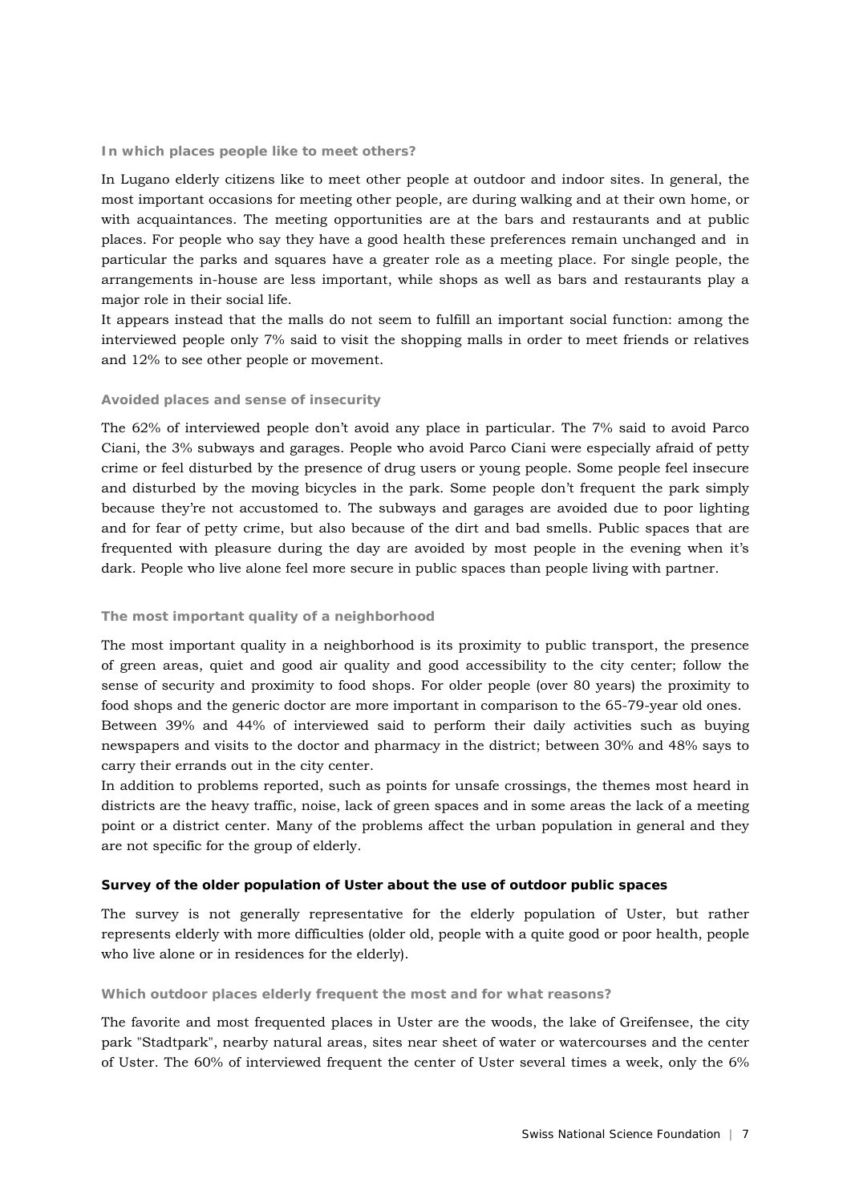### In which places people like to meet others?

In Lugano elderly citizens like to meet other people at outdoor and indoor sites. In general, the most important occasions for meeting other people, are during walking and at their own home, or with acquaintances. The meeting opportunities are at the bars and restaurants and at public places. For people who say they have a good health these preferences remain unchanged and in particular the parks and squares have a greater role as a meeting place. For single people, the arrangements in-house are less important, while shops as well as bars and restaurants play a major role in their social life.

It appears instead that the malls do not seem to fulfill an important social function: among the interviewed people only 7% said to visit the shopping malls in order to meet friends or relatives and 12% to see other people or movement.

### Avoided places and sense of insecurity

The 62% of interviewed people don't avoid any place in particular. The 7% said to avoid Parco Ciani, the 3% subways and garages. People who avoid Parco Ciani were especially afraid of petty crime or feel disturbed by the presence of drug users or young people. Some people feel insecure and disturbed by the moving bicycles in the park. Some people don't frequent the park simply because they're not accustomed to. The subways and garages are avoided due to poor lighting and for fear of petty crime, but also because of the dirt and bad smells. Public spaces that are frequented with pleasure during the day are avoided by most people in the evening when it's dark. People who live alone feel more secure in public spaces than people living with partner.

### The most important quality of a neighborhood

The most important quality in a neighborhood is its proximity to public transport, the presence of green areas, quiet and good air quality and good accessibility to the city center; follow the sense of security and proximity to food shops. For older people (over 80 years) the proximity to food shops and the generic doctor are more important in comparison to the 65-79-year old ones.

Between 39% and 44% of interviewed said to perform their daily activities such as buying newspapers and visits to the doctor and pharmacy in the district; between 30% and 48% says to carry their errands out in the city center.

In addition to problems reported, such as points for unsafe crossings, the themes most heard in districts are the heavy traffic, noise, lack of green spaces and in some areas the lack of a meeting point or a district center. Many of the problems affect the urban population in general and they are not specific for the group of elderly.

## Survey of the older population of Uster about the use of outdoor public spaces

The survey is not generally representative for the elderly population of Uster, but rather represents elderly with more difficulties (older old, people with a quite good or poor health, people who live alone or in residences for the elderly).

### Which outdoor places elderly frequent the most and for what reasons?

The favorite and most frequented places in Uster are the woods, the lake of Greifensee, the city park "Stadtpark", nearby natural areas, sites near sheet of water or watercourses and the center of Uster. The 60% of interviewed frequent the center of Uster several times a week, only the 6%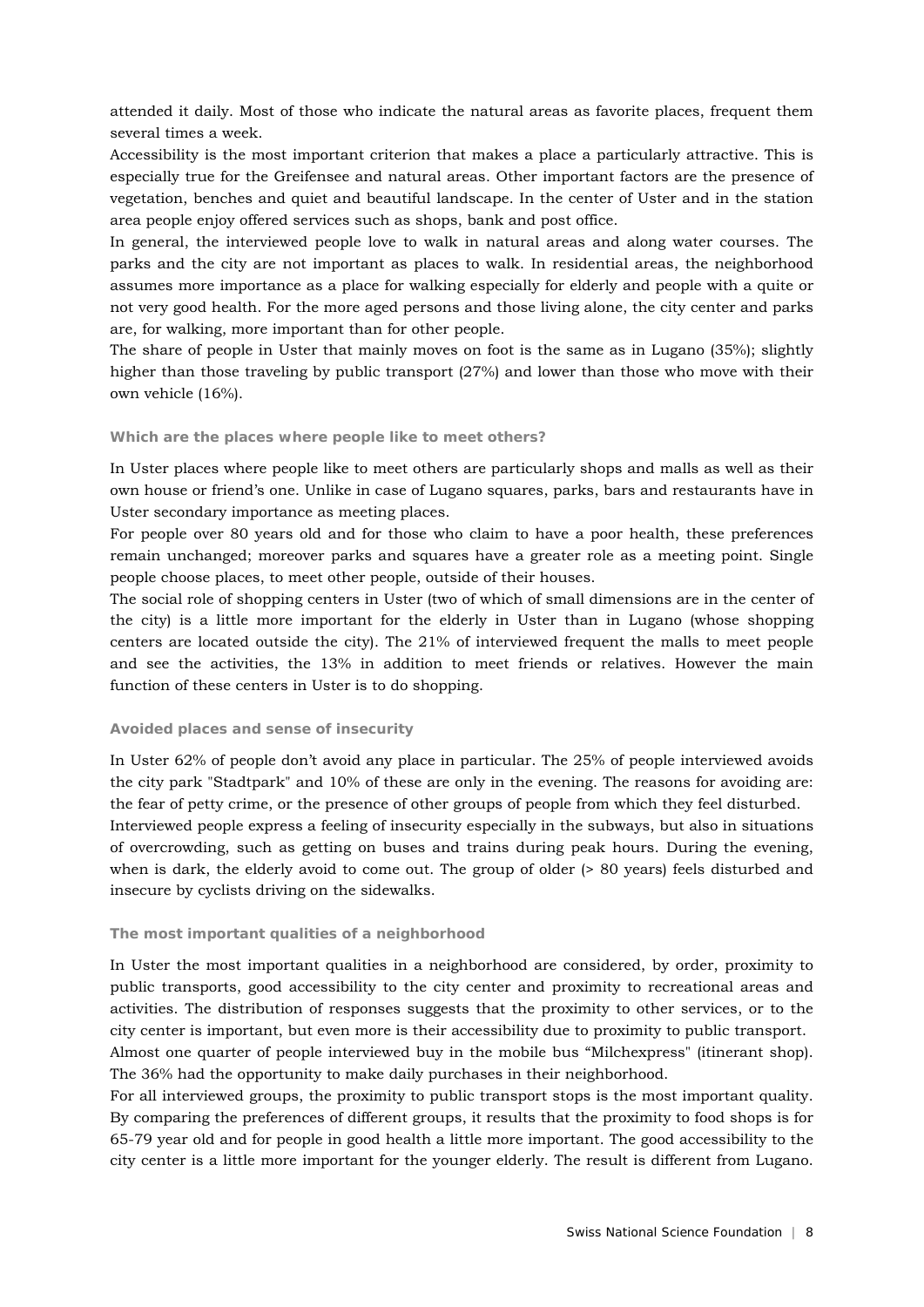attended it daily. Most of those who indicate the natural areas as favorite places, frequent them several times a week.

Accessibility is the most important criterion that makes a place a particularly attractive. This is especially true for the Greifensee and natural areas. Other important factors are the presence of vegetation, benches and quiet and beautiful landscape. In the center of Uster and in the station area people enjoy offered services such as shops, bank and post office.

In general, the interviewed people love to walk in natural areas and along water courses. The parks and the city are not important as places to walk. In residential areas, the neighborhood assumes more importance as a place for walking especially for elderly and people with a quite or not very good health. For the more aged persons and those living alone, the city center and parks are, for walking, more important than for other people.

The share of people in Uster that mainly moves on foot is the same as in Lugano (35%); slightly higher than those traveling by public transport (27%) and lower than those who move with their own vehicle (16%).

#### Which are the places where people like to meet others?

In Uster places where people like to meet others are particularly shops and malls as well as their own house or friend's one. Unlike in case of Lugano squares, parks, bars and restaurants have in Uster secondary importance as meeting places.

For people over 80 years old and for those who claim to have a poor health, these preferences remain unchanged; moreover parks and squares have a greater role as a meeting point. Single people choose places, to meet other people, outside of their houses.

The social role of shopping centers in Uster (two of which of small dimensions are in the center of the city) is a little more important for the elderly in Uster than in Lugano (whose shopping centers are located outside the city). The 21% of interviewed frequent the malls to meet people and see the activities, the 13% in addition to meet friends or relatives. However the main function of these centers in Uster is to do shopping.

#### Avoided places and sense of insecurity

In Uster 62% of people don't avoid any place in particular. The 25% of people interviewed avoids the city park "Stadtpark" and 10% of these are only in the evening. The reasons for avoiding are: the fear of petty crime, or the presence of other groups of people from which they feel disturbed.

Interviewed people express a feeling of insecurity especially in the subways, but also in situations of overcrowding, such as getting on buses and trains during peak hours. During the evening, when is dark, the elderly avoid to come out. The group of older (> 80 years) feels disturbed and insecure by cyclists driving on the sidewalks.

#### The most important qualities of a neighborhood

In Uster the most important qualities in a neighborhood are considered, by order, proximity to public transports, good accessibility to the city center and proximity to recreational areas and activities. The distribution of responses suggests that the proximity to other services, or to the city center is important, but even more is their accessibility due to proximity to public transport.

Almost one quarter of people interviewed buy in the mobile bus "Milchexpress" (itinerant shop). The 36% had the opportunity to make daily purchases in their neighborhood.

For all interviewed groups, the proximity to public transport stops is the most important quality. By comparing the preferences of different groups, it results that the proximity to food shops is for 65-79 year old and for people in good health a little more important. The good accessibility to the city center is a little more important for the younger elderly. The result is different from Lugano.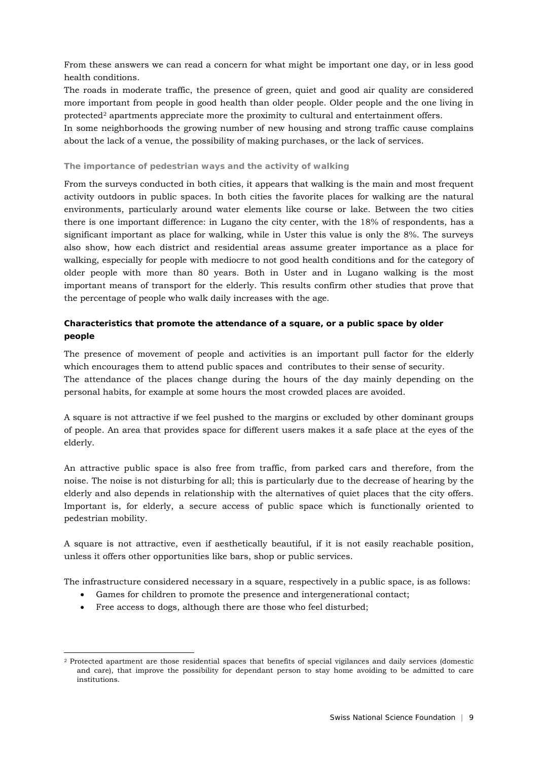From these answers we can read a concern for what might be important one day, or in less good health conditions.

The roads in moderate traffic, the presence of green, quiet and good air quality are considered more important from people in good health than older people. Older people and the one living in protected[2] apartments appreciate more the proximity to cultural and entertainment offers.

In some neighborhoods the growing number of new housing and strong traffic cause complains about the lack of a venue, the possibility of making purchases, or the lack of services.

#### The importance of pedestrian ways and the activity of walking

From the surveys conducted in both cities, it appears that walking is the main and most frequent activity outdoors in public spaces. In both cities the favorite places for walking are the natural environments, particularly around water elements like course or lake. Between the two cities there is one important difference: in Lugano the city center, with the 18% of respondents, has a significant important as place for walking, while in Uster this value is only the 8%. The surveys also show, how each district and residential areas assume greater importance as a place for walking, especially for people with mediocre to not good health conditions and for the category of older people with more than 80 years. Both in Uster and in Lugano walking is the most important means of transport for the elderly. This results confirm other studies that prove that the percentage of people who walk daily increases with the age.

### Characteristics that promote the attendance of a square, or a public space by older people

The presence of movement of people and activities is an important pull factor for the elderly which encourages them to attend public spaces and contributes to their sense of security.

The attendance of the places change during the hours of the day mainly depending on the personal habits, for example at some hours the most crowded places are avoided.

A square is not attractive if we feel pushed to the margins or excluded by other dominant groups of people. An area that provides space for different users makes it a safe place at the eyes of the elderly.

An attractive public space is also free from traffic, from parked cars and therefore, from the noise. The noise is not disturbing for all; this is particularly due to the decrease of hearing by the elderly and also depends in relationship with the alternatives of quiet places that the city offers. Important is, for elderly, a secure access of public space which is functionally oriented to pedestrian mobility.

A square is not attractive, even if aesthetically beautiful, if it is not easily reachable position, unless it offers other opportunities like bars, shop or public services.

The infrastructure considered necessary in a square, respectively in a public space, is as follows:

- Games for children to promote the presence and intergenerational contact;
- Free access to dogs, although there are those who feel disturbed;

---

[2] Protected apartment are those residential spaces that benefits of special vigilances and daily services (domestic and care), that improve the possibility for dependant person to stay home avoiding to be admitted to care institutions.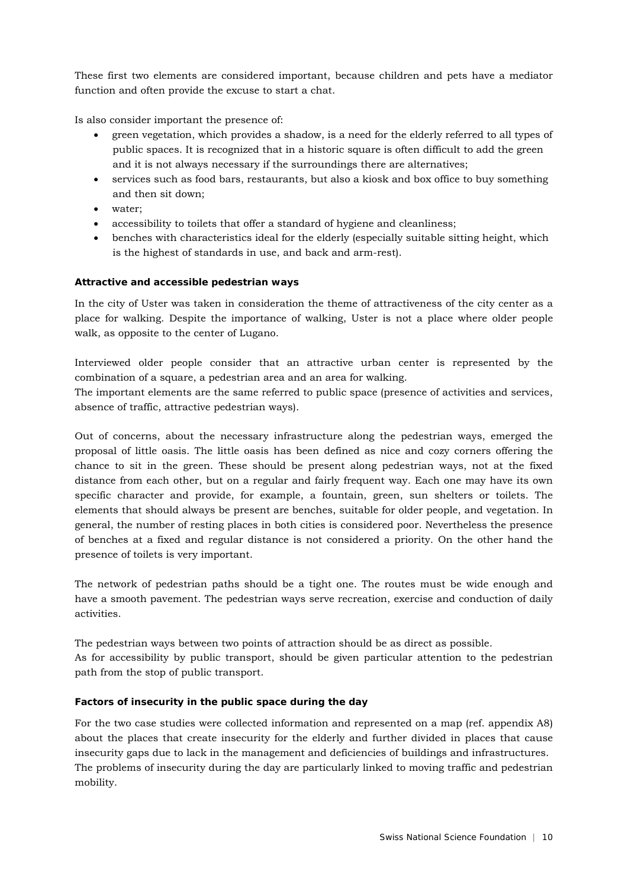These first two elements are considered important, because children and pets have a mediator function and often provide the excuse to start a chat.

Is also consider important the presence of:

- green vegetation, which provides a shadow, is a need for the elderly referred to all types of public spaces. It is recognized that in a historic square is often difficult to add the green and it is not always necessary if the surroundings there are alternatives;
- services such as food bars, restaurants, but also a kiosk and box office to buy something and then sit down;
- water;
- accessibility to toilets that offer a standard of hygiene and cleanliness;
- benches with characteristics ideal for the elderly (especially suitable sitting height, which is the highest of standards in use, and back and arm-rest).

**Attractive and accessible pedestrian ways**

In the city of Uster was taken in consideration the theme of attractiveness of the city center as a place for walking. Despite the importance of walking, Uster is not a place where older people walk, as opposite to the center of Lugano.

Interviewed older people consider that an attractive urban center is represented by the combination of a square, a pedestrian area and an area for walking.
The important elements are the same referred to public space (presence of activities and services, absence of traffic, attractive pedestrian ways).

Out of concerns, about the necessary infrastructure along the pedestrian ways, emerged the proposal of little oasis. The little oasis has been defined as nice and cozy corners offering the chance to sit in the green. These should be present along pedestrian ways, not at the fixed distance from each other, but on a regular and fairly frequent way. Each one may have its own specific character and provide, for example, a fountain, green, sun shelters or toilets. The elements that should always be present are benches, suitable for older people, and vegetation. In general, the number of resting places in both cities is considered poor. Nevertheless the presence of benches at a fixed and regular distance is not considered a priority. On the other hand the presence of toilets is very important.

The network of pedestrian paths should be a tight one. The routes must be wide enough and have a smooth pavement. The pedestrian ways serve recreation, exercise and conduction of daily activities.

The pedestrian ways between two points of attraction should be as direct as possible.
As for accessibility by public transport, should be given particular attention to the pedestrian path from the stop of public transport.

**Factors of insecurity in the public space during the day**

For the two case studies were collected information and represented on a map (ref. appendix A8) about the places that create insecurity for the elderly and further divided in places that cause insecurity gaps due to lack in the management and deficiencies of buildings and infrastructures.
The problems of insecurity during the day are particularly linked to moving traffic and pedestrian mobility.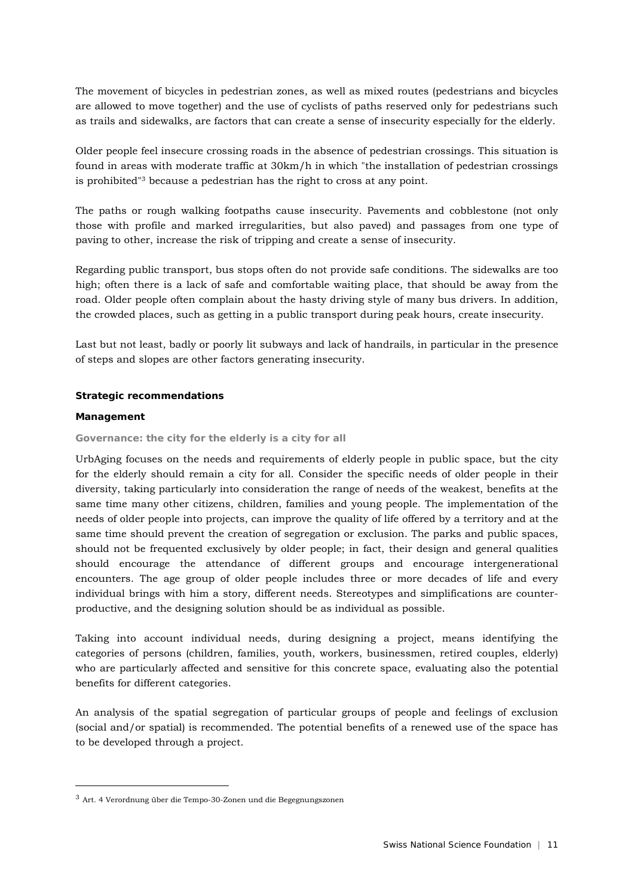The movement of bicycles in pedestrian zones, as well as mixed routes (pedestrians and bicycles are allowed to move together) and the use of cyclists of paths reserved only for pedestrians such as trails and sidewalks, are factors that can create a sense of insecurity especially for the elderly.

Older people feel insecure crossing roads in the absence of pedestrian crossings. This situation is found in areas with moderate traffic at 30km/h in which "the installation of pedestrian crossings is prohibited"[3] because a pedestrian has the right to cross at any point.

The paths or rough walking footpaths cause insecurity. Pavements and cobblestone (not only those with profile and marked irregularities, but also paved) and passages from one type of paving to other, increase the risk of tripping and create a sense of insecurity.

Regarding public transport, bus stops often do not provide safe conditions. The sidewalks are too high; often there is a lack of safe and comfortable waiting place, that should be away from the road. Older people often complain about the hasty driving style of many bus drivers. In addition, the crowded places, such as getting in a public transport during peak hours, create insecurity.

Last but not least, badly or poorly lit subways and lack of handrails, in particular in the presence of steps and slopes are other factors generating insecurity.

## Strategic recommendations

### Management

#### Governance: the city for the elderly is a city for all

UrbAging focuses on the needs and requirements of elderly people in public space, but the city for the elderly should remain a city for all. Consider the specific needs of older people in their diversity, taking particularly into consideration the range of needs of the weakest, benefits at the same time many other citizens, children, families and young people. The implementation of the needs of older people into projects, can improve the quality of life offered by a territory and at the same time should prevent the creation of segregation or exclusion. The parks and public spaces, should not be frequented exclusively by older people; in fact, their design and general qualities should encourage the attendance of different groups and encourage intergenerational encounters. The age group of older people includes three or more decades of life and every individual brings with him a story, different needs. Stereotypes and simplifications are counter-productive, and the designing solution should be as individual as possible.

Taking into account individual needs, during designing a project, means identifying the categories of persons (children, families, youth, workers, businessmen, retired couples, elderly) who are particularly affected and sensitive for this concrete space, evaluating also the potential benefits for different categories.

An analysis of the spatial segregation of particular groups of people and feelings of exclusion (social and/or spatial) is recommended. The potential benefits of a renewed use of the space has to be developed through a project.

[3] Art. 4 Verordnung über die Tempo-30-Zonen und die Begegnungszonen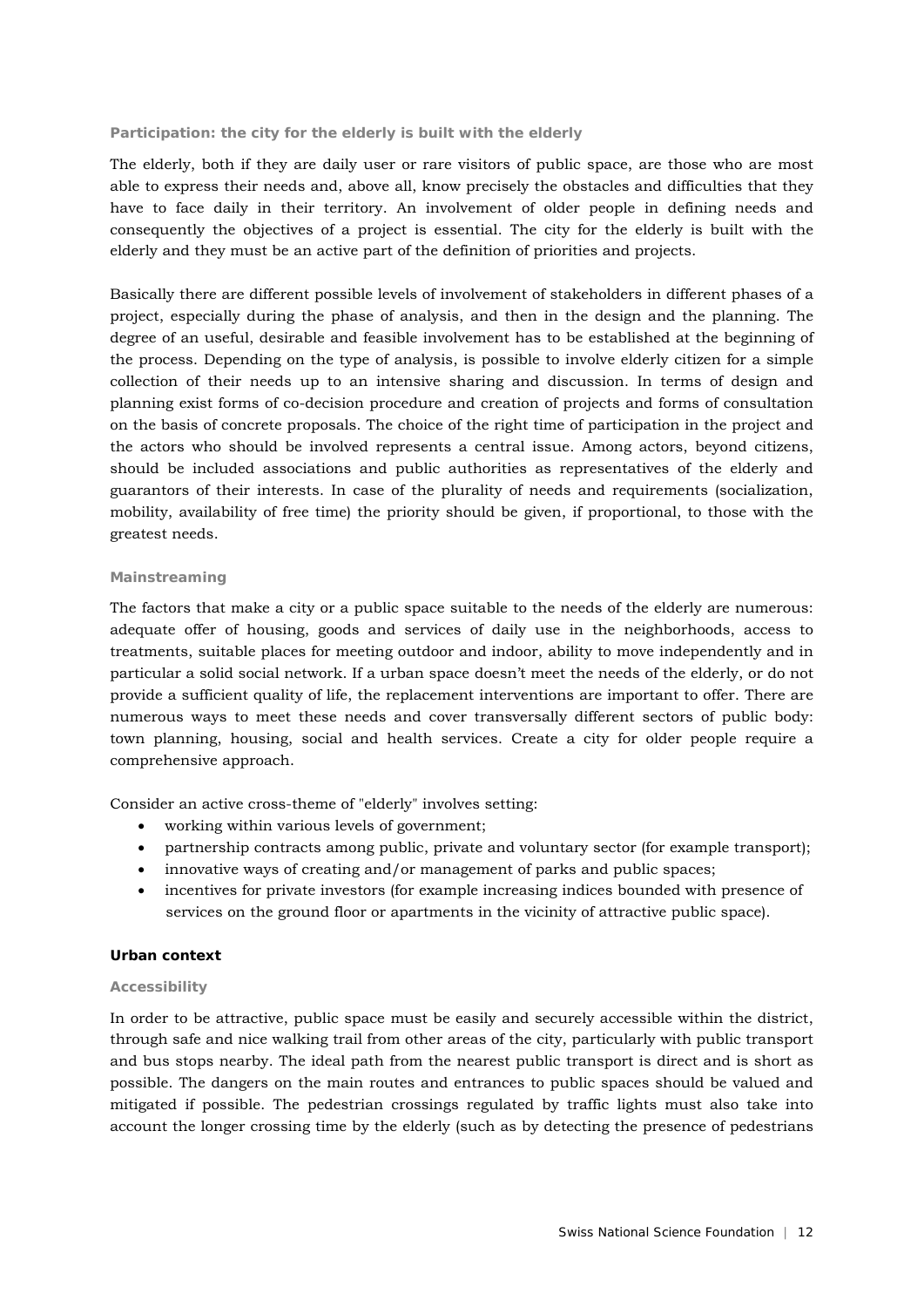#### Participation: the city for the elderly is built with the elderly

The elderly, both if they are daily user or rare visitors of public space, are those who are most able to express their needs and, above all, know precisely the obstacles and difficulties that they have to face daily in their territory. An involvement of older people in defining needs and consequently the objectives of a project is essential. The city for the elderly is built with the elderly and they must be an active part of the definition of priorities and projects.

Basically there are different possible levels of involvement of stakeholders in different phases of a project, especially during the phase of analysis, and then in the design and the planning. The degree of an useful, desirable and feasible involvement has to be established at the beginning of the process. Depending on the type of analysis, is possible to involve elderly citizen for a simple collection of their needs up to an intensive sharing and discussion. In terms of design and planning exist forms of co-decision procedure and creation of projects and forms of consultation on the basis of concrete proposals. The choice of the right time of participation in the project and the actors who should be involved represents a central issue. Among actors, beyond citizens, should be included associations and public authorities as representatives of the elderly and guarantors of their interests. In case of the plurality of needs and requirements (socialization, mobility, availability of free time) the priority should be given, if proportional, to those with the greatest needs.

#### Mainstreaming

The factors that make a city or a public space suitable to the needs of the elderly are numerous: adequate offer of housing, goods and services of daily use in the neighborhoods, access to treatments, suitable places for meeting outdoor and indoor, ability to move independently and in particular a solid social network. If a urban space doesn't meet the needs of the elderly, or do not provide a sufficient quality of life, the replacement interventions are important to offer. There are numerous ways to meet these needs and cover transversally different sectors of public body: town planning, housing, social and health services. Create a city for older people require a comprehensive approach.

Consider an active cross-theme of "elderly" involves setting:

- working within various levels of government;
- partnership contracts among public, private and voluntary sector (for example transport);
- innovative ways of creating and/or management of parks and public spaces;
- incentives for private investors (for example increasing indices bounded with presence of services on the ground floor or apartments in the vicinity of attractive public space).

### Urban context

#### Accessibility

In order to be attractive, public space must be easily and securely accessible within the district, through safe and nice walking trail from other areas of the city, particularly with public transport and bus stops nearby. The ideal path from the nearest public transport is direct and is short as possible. The dangers on the main routes and entrances to public spaces should be valued and mitigated if possible. The pedestrian crossings regulated by traffic lights must also take into account the longer crossing time by the elderly (such as by detecting the presence of pedestrians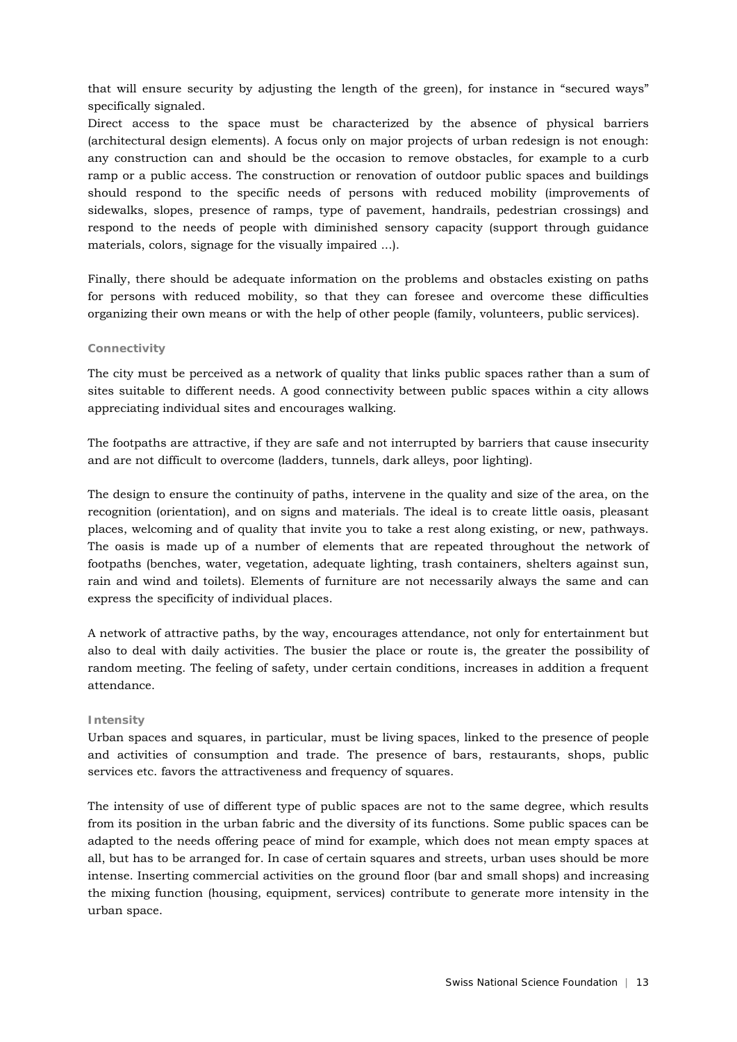that will ensure security by adjusting the length of the green), for instance in “secured ways” specifically signaled.

Direct access to the space must be characterized by the absence of physical barriers (architectural design elements). A focus only on major projects of urban redesign is not enough: any construction can and should be the occasion to remove obstacles, for example to a curb ramp or a public access. The construction or renovation of outdoor public spaces and buildings should respond to the specific needs of persons with reduced mobility (improvements of sidewalks, slopes, presence of ramps, type of pavement, handrails, pedestrian crossings) and respond to the needs of people with diminished sensory capacity (support through guidance materials, colors, signage for the visually impaired ...).

Finally, there should be adequate information on the problems and obstacles existing on paths for persons with reduced mobility, so that they can foresee and overcome these difficulties organizing their own means or with the help of other people (family, volunteers, public services).

#### Connectivity

The city must be perceived as a network of quality that links public spaces rather than a sum of sites suitable to different needs. A good connectivity between public spaces within a city allows appreciating individual sites and encourages walking.

The footpaths are attractive, if they are safe and not interrupted by barriers that cause insecurity and are not difficult to overcome (ladders, tunnels, dark alleys, poor lighting).

The design to ensure the continuity of paths, intervene in the quality and size of the area, on the recognition (orientation), and on signs and materials. The ideal is to create little oasis, pleasant places, welcoming and of quality that invite you to take a rest along existing, or new, pathways. The oasis is made up of a number of elements that are repeated throughout the network of footpaths (benches, water, vegetation, adequate lighting, trash containers, shelters against sun, rain and wind and toilets). Elements of furniture are not necessarily always the same and can express the specificity of individual places.

A network of attractive paths, by the way, encourages attendance, not only for entertainment but also to deal with daily activities. The busier the place or route is, the greater the possibility of random meeting. The feeling of safety, under certain conditions, increases in addition a frequent attendance.

#### Intensity

Urban spaces and squares, in particular, must be living spaces, linked to the presence of people and activities of consumption and trade. The presence of bars, restaurants, shops, public services etc. favors the attractiveness and frequency of squares.

The intensity of use of different type of public spaces are not to the same degree, which results from its position in the urban fabric and the diversity of its functions. Some public spaces can be adapted to the needs offering peace of mind for example, which does not mean empty spaces at all, but has to be arranged for. In case of certain squares and streets, urban uses should be more intense. Inserting commercial activities on the ground floor (bar and small shops) and increasing the mixing function (housing, equipment, services) contribute to generate more intensity in the urban space.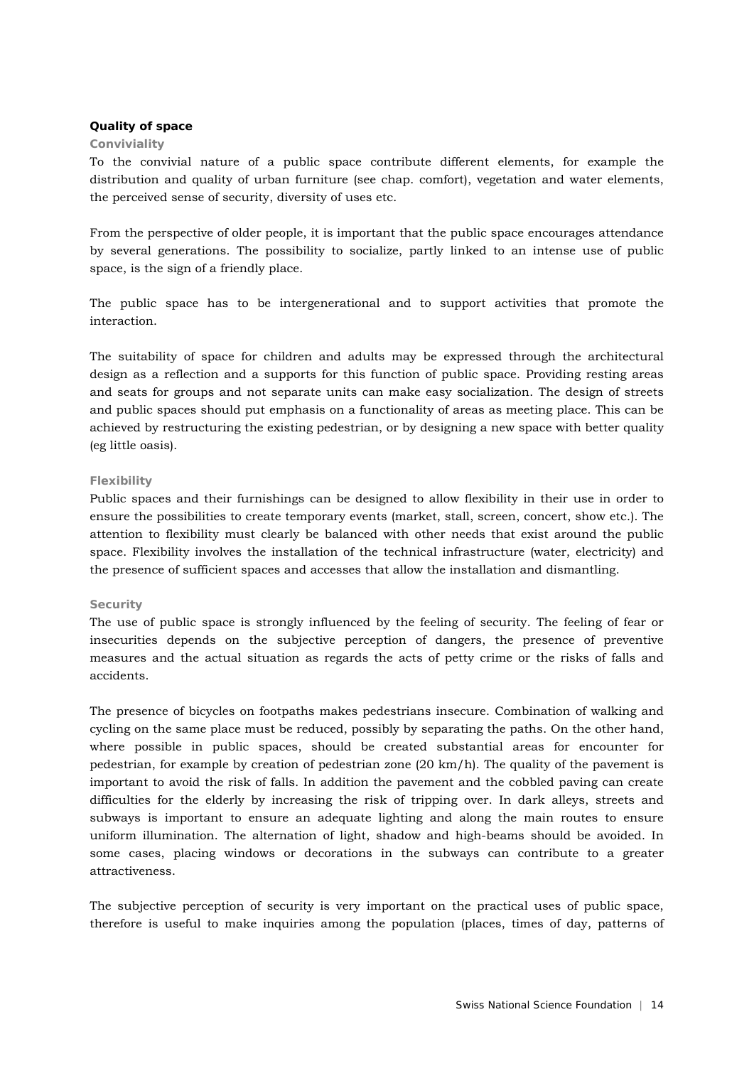**Quality of space**

**Conviviality**

To the convivial nature of a public space contribute different elements, for example the distribution and quality of urban furniture (see chap. comfort), vegetation and water elements, the perceived sense of security, diversity of uses etc.

From the perspective of older people, it is important that the public space encourages attendance by several generations. The possibility to socialize, partly linked to an intense use of public space, is the sign of a friendly place.

The public space has to be intergenerational and to support activities that promote the interaction.

The suitability of space for children and adults may be expressed through the architectural design as a reflection and a supports for this function of public space. Providing resting areas and seats for groups and not separate units can make easy socialization. The design of streets and public spaces should put emphasis on a functionality of areas as meeting place. This can be achieved by restructuring the existing pedestrian, or by designing a new space with better quality (eg little oasis).

**Flexibility**

Public spaces and their furnishings can be designed to allow flexibility in their use in order to ensure the possibilities to create temporary events (market, stall, screen, concert, show etc.). The attention to flexibility must clearly be balanced with other needs that exist around the public space. Flexibility involves the installation of the technical infrastructure (water, electricity) and the presence of sufficient spaces and accesses that allow the installation and dismantling.

**Security**

The use of public space is strongly influenced by the feeling of security. The feeling of fear or insecurities depends on the subjective perception of dangers, the presence of preventive measures and the actual situation as regards the acts of petty crime or the risks of falls and accidents.

The presence of bicycles on footpaths makes pedestrians insecure. Combination of walking and cycling on the same place must be reduced, possibly by separating the paths. On the other hand, where possible in public spaces, should be created substantial areas for encounter for pedestrian, for example by creation of pedestrian zone (20 km/h). The quality of the pavement is important to avoid the risk of falls. In addition the pavement and the cobbled paving can create difficulties for the elderly by increasing the risk of tripping over. In dark alleys, streets and subways is important to ensure an adequate lighting and along the main routes to ensure uniform illumination. The alternation of light, shadow and high-beams should be avoided. In some cases, placing windows or decorations in the subways can contribute to a greater attractiveness.

The subjective perception of security is very important on the practical uses of public space, therefore is useful to make inquiries among the population (places, times of day, patterns of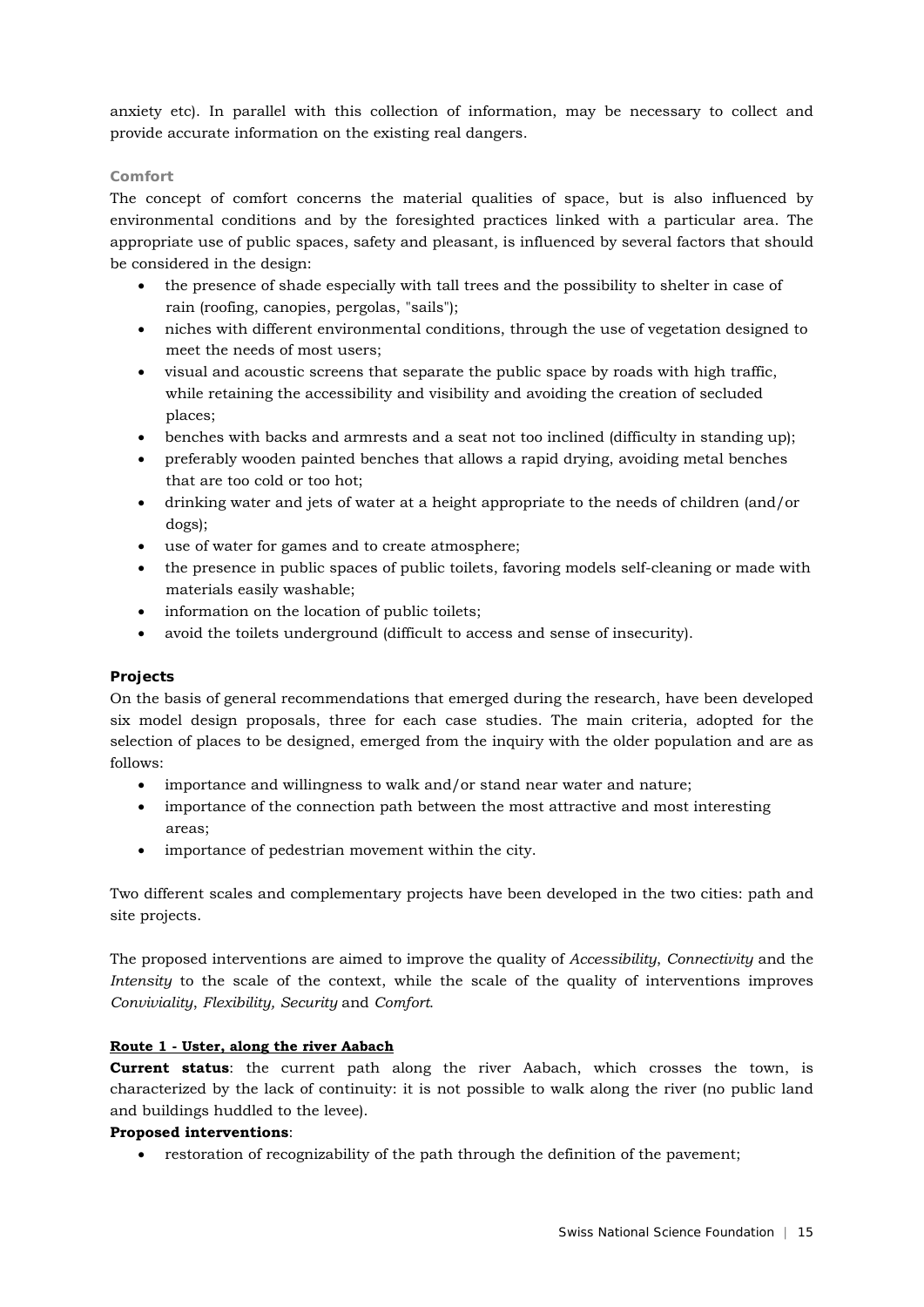anxiety etc). In parallel with this collection of information, may be necessary to collect and provide accurate information on the existing real dangers.

### Comfort

The concept of comfort concerns the material qualities of space, but is also influenced by environmental conditions and by the foresighted practices linked with a particular area. The appropriate use of public spaces, safety and pleasant, is influenced by several factors that should be considered in the design:

- the presence of shade especially with tall trees and the possibility to shelter in case of rain (roofing, canopies, pergolas, "sails");
- niches with different environmental conditions, through the use of vegetation designed to meet the needs of most users;
- visual and acoustic screens that separate the public space by roads with high traffic, while retaining the accessibility and visibility and avoiding the creation of secluded places;
- benches with backs and armrests and a seat not too inclined (difficulty in standing up);
- preferably wooden painted benches that allows a rapid drying, avoiding metal benches that are too cold or too hot;
- drinking water and jets of water at a height appropriate to the needs of children (and/or dogs);
- use of water for games and to create atmosphere;
- the presence in public spaces of public toilets, favoring models self-cleaning or made with materials easily washable;
- information on the location of public toilets;
- avoid the toilets underground (difficult to access and sense of insecurity).

## Projects

On the basis of general recommendations that emerged during the research, have been developed six model design proposals, three for each case studies. The main criteria, adopted for the selection of places to be designed, emerged from the inquiry with the older population and are as follows:

- importance and willingness to walk and/or stand near water and nature;
- importance of the connection path between the most attractive and most interesting areas;
- importance of pedestrian movement within the city.

Two different scales and complementary projects have been developed in the two cities: path and site projects.

The proposed interventions are aimed to improve the quality of *Accessibility*, *Connectivity* and the *Intensity* to the scale of the context, while the scale of the quality of interventions improves *Conviviality*, *Flexibility, Security* and *Comfort*.

### Route 1 - Uster, along the river Aabach

**Current status**: the current path along the river Aabach, which crosses the town, is characterized by the lack of continuity: it is not possible to walk along the river (no public land and buildings huddled to the levee).

**Proposed interventions**:

- restoration of recognizability of the path through the definition of the pavement;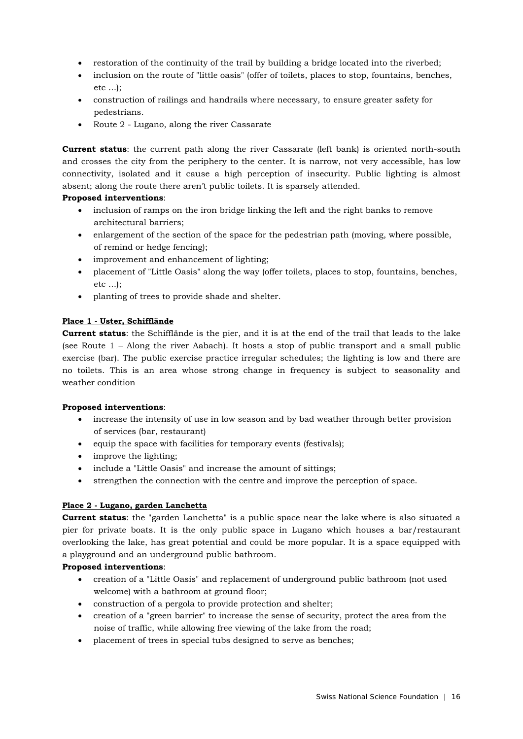- restoration of the continuity of the trail by building a bridge located into the riverbed;
- inclusion on the route of "little oasis" (offer of toilets, places to stop, fountains, benches, etc ...);
- construction of railings and handrails where necessary, to ensure greater safety for pedestrians.
- Route 2 - Lugano, along the river Cassarate

**Current status**: the current path along the river Cassarate (left bank) is oriented north-south and crosses the city from the periphery to the center. It is narrow, not very accessible, has low connectivity, isolated and it cause a high perception of insecurity. Public lighting is almost absent; along the route there aren't public toilets. It is sparsely attended.

**Proposed interventions**:

- inclusion of ramps on the iron bridge linking the left and the right banks to remove architectural barriers;
- enlargement of the section of the space for the pedestrian path (moving, where possible, of remind or hedge fencing);
- improvement and enhancement of lighting;
- placement of "Little Oasis" along the way (offer toilets, places to stop, fountains, benches, etc ...);
- planting of trees to provide shade and shelter.

**Place 1 - Uster, Schifflände**

**Current status**: the Schifflände is the pier, and it is at the end of the trail that leads to the lake (see Route 1 – Along the river Aabach). It hosts a stop of public transport and a small public exercise (bar). The public exercise practice irregular schedules; the lighting is low and there are no toilets. This is an area whose strong change in frequency is subject to seasonality and weather condition

**Proposed interventions**:

- increase the intensity of use in low season and by bad weather through better provision of services (bar, restaurant)
- equip the space with facilities for temporary events (festivals);
- improve the lighting;
- include a "Little Oasis" and increase the amount of sittings;
- strengthen the connection with the centre and improve the perception of space.

**Place 2 - Lugano, garden Lanchetta**

**Current status**: the "garden Lanchetta" is a public space near the lake where is also situated a pier for private boats. It is the only public space in Lugano which houses a bar/restaurant overlooking the lake, has great potential and could be more popular. It is a space equipped with a playground and an underground public bathroom.

**Proposed interventions**:

- creation of a "Little Oasis" and replacement of underground public bathroom (not used welcome) with a bathroom at ground floor;
- construction of a pergola to provide protection and shelter;
- creation of a "green barrier" to increase the sense of security, protect the area from the noise of traffic, while allowing free viewing of the lake from the road;
- placement of trees in special tubs designed to serve as benches;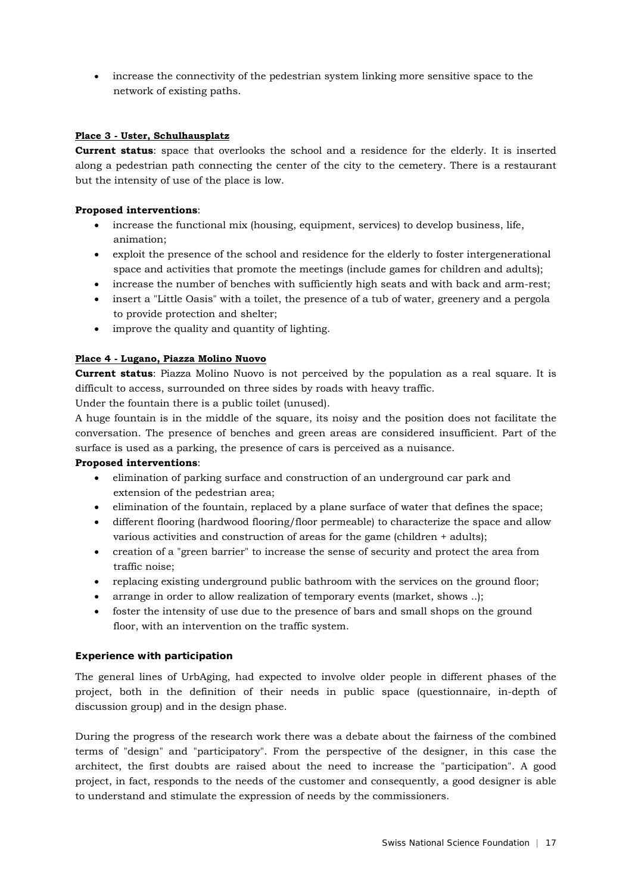- increase the connectivity of the pedestrian system linking more sensitive space to the network of existing paths.

**Place 3 - Uster, Schulhausplatz**

**Current status**: space that overlooks the school and a residence for the elderly. It is inserted along a pedestrian path connecting the center of the city to the cemetery. There is a restaurant but the intensity of use of the place is low.

**Proposed interventions**:

- increase the functional mix (housing, equipment, services) to develop business, life, animation;
- exploit the presence of the school and residence for the elderly to foster intergenerational space and activities that promote the meetings (include games for children and adults);
- increase the number of benches with sufficiently high seats and with back and arm-rest;
- insert a "Little Oasis" with a toilet, the presence of a tub of water, greenery and a pergola to provide protection and shelter;
- improve the quality and quantity of lighting.

**Place 4 - Lugano, Piazza Molino Nuovo**

**Current status**: Piazza Molino Nuovo is not perceived by the population as a real square. It is difficult to access, surrounded on three sides by roads with heavy traffic.

Under the fountain there is a public toilet (unused).

A huge fountain is in the middle of the square, its noisy and the position does not facilitate the conversation. The presence of benches and green areas are considered insufficient. Part of the surface is used as a parking, the presence of cars is perceived as a nuisance.

**Proposed interventions**:

- elimination of parking surface and construction of an underground car park and extension of the pedestrian area;
- elimination of the fountain, replaced by a plane surface of water that defines the space;
- different flooring (hardwood flooring/floor permeable) to characterize the space and allow various activities and construction of areas for the game (children + adults);
- creation of a "green barrier" to increase the sense of security and protect the area from traffic noise;
- replacing existing underground public bathroom with the services on the ground floor;
- arrange in order to allow realization of temporary events (market, shows ..);
- foster the intensity of use due to the presence of bars and small shops on the ground floor, with an intervention on the traffic system.

**Experience with participation**

The general lines of UrbAging, had expected to involve older people in different phases of the project, both in the definition of their needs in public space (questionnaire, in-depth of discussion group) and in the design phase.

During the progress of the research work there was a debate about the fairness of the combined terms of "design" and "participatory". From the perspective of the designer, in this case the architect, the first doubts are raised about the need to increase the "participation". A good project, in fact, responds to the needs of the customer and consequently, a good designer is able to understand and stimulate the expression of needs by the commissioners.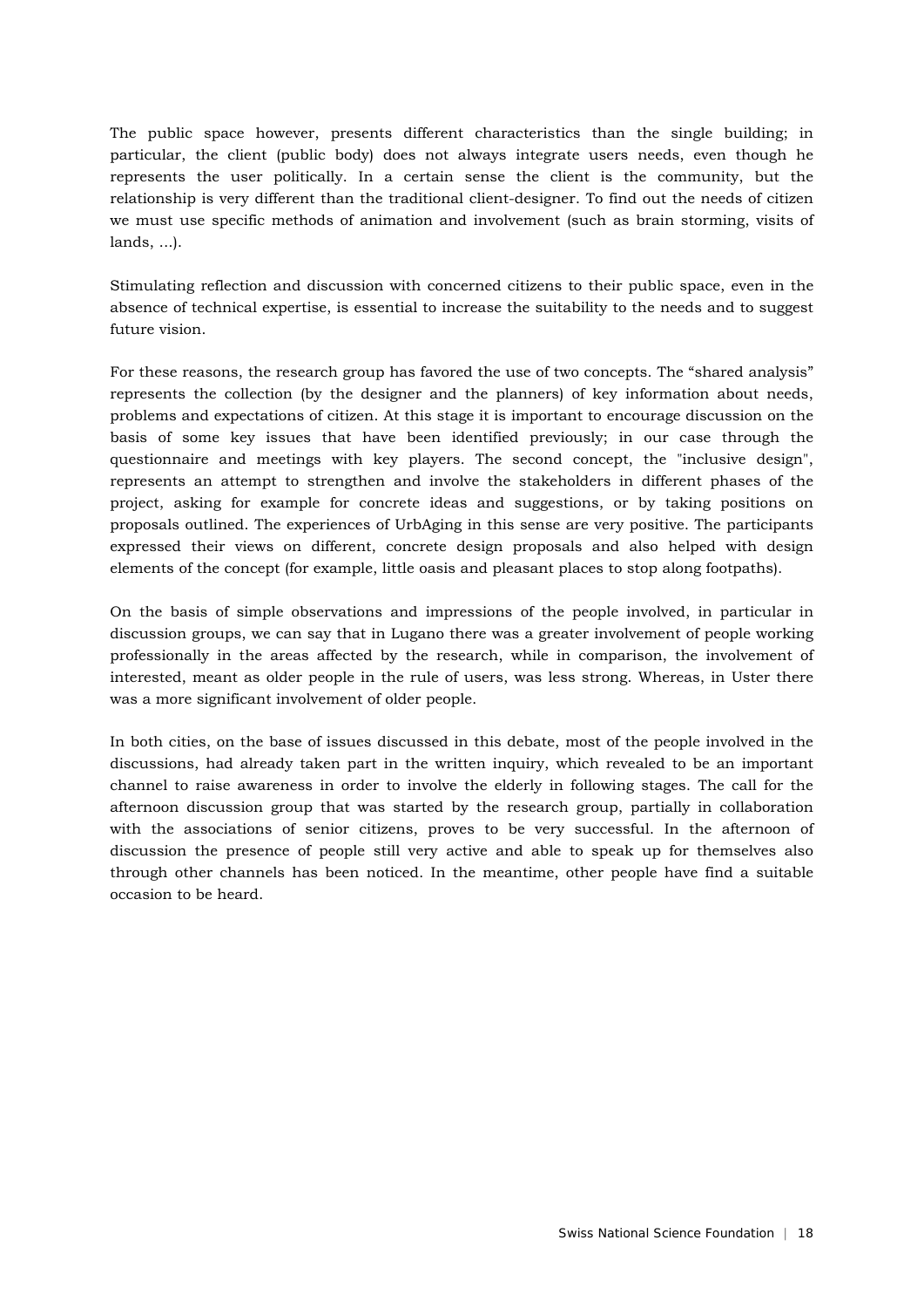The public space however, presents different characteristics than the single building; in particular, the client (public body) does not always integrate users needs, even though he represents the user politically. In a certain sense the client is the community, but the relationship is very different than the traditional client-designer. To find out the needs of citizen we must use specific methods of animation and involvement (such as brain storming, visits of lands, ...).

Stimulating reflection and discussion with concerned citizens to their public space, even in the absence of technical expertise, is essential to increase the suitability to the needs and to suggest future vision.

For these reasons, the research group has favored the use of two concepts. The "shared analysis" represents the collection (by the designer and the planners) of key information about needs, problems and expectations of citizen. At this stage it is important to encourage discussion on the basis of some key issues that have been identified previously; in our case through the questionnaire and meetings with key players. The second concept, the "inclusive design", represents an attempt to strengthen and involve the stakeholders in different phases of the project, asking for example for concrete ideas and suggestions, or by taking positions on proposals outlined. The experiences of UrbAging in this sense are very positive. The participants expressed their views on different, concrete design proposals and also helped with design elements of the concept (for example, little oasis and pleasant places to stop along footpaths).

On the basis of simple observations and impressions of the people involved, in particular in discussion groups, we can say that in Lugano there was a greater involvement of people working professionally in the areas affected by the research, while in comparison, the involvement of interested, meant as older people in the rule of users, was less strong. Whereas, in Uster there was a more significant involvement of older people.

In both cities, on the base of issues discussed in this debate, most of the people involved in the discussions, had already taken part in the written inquiry, which revealed to be an important channel to raise awareness in order to involve the elderly in following stages. The call for the afternoon discussion group that was started by the research group, partially in collaboration with the associations of senior citizens, proves to be very successful. In the afternoon of discussion the presence of people still very active and able to speak up for themselves also through other channels has been noticed. In the meantime, other people have find a suitable occasion to be heard.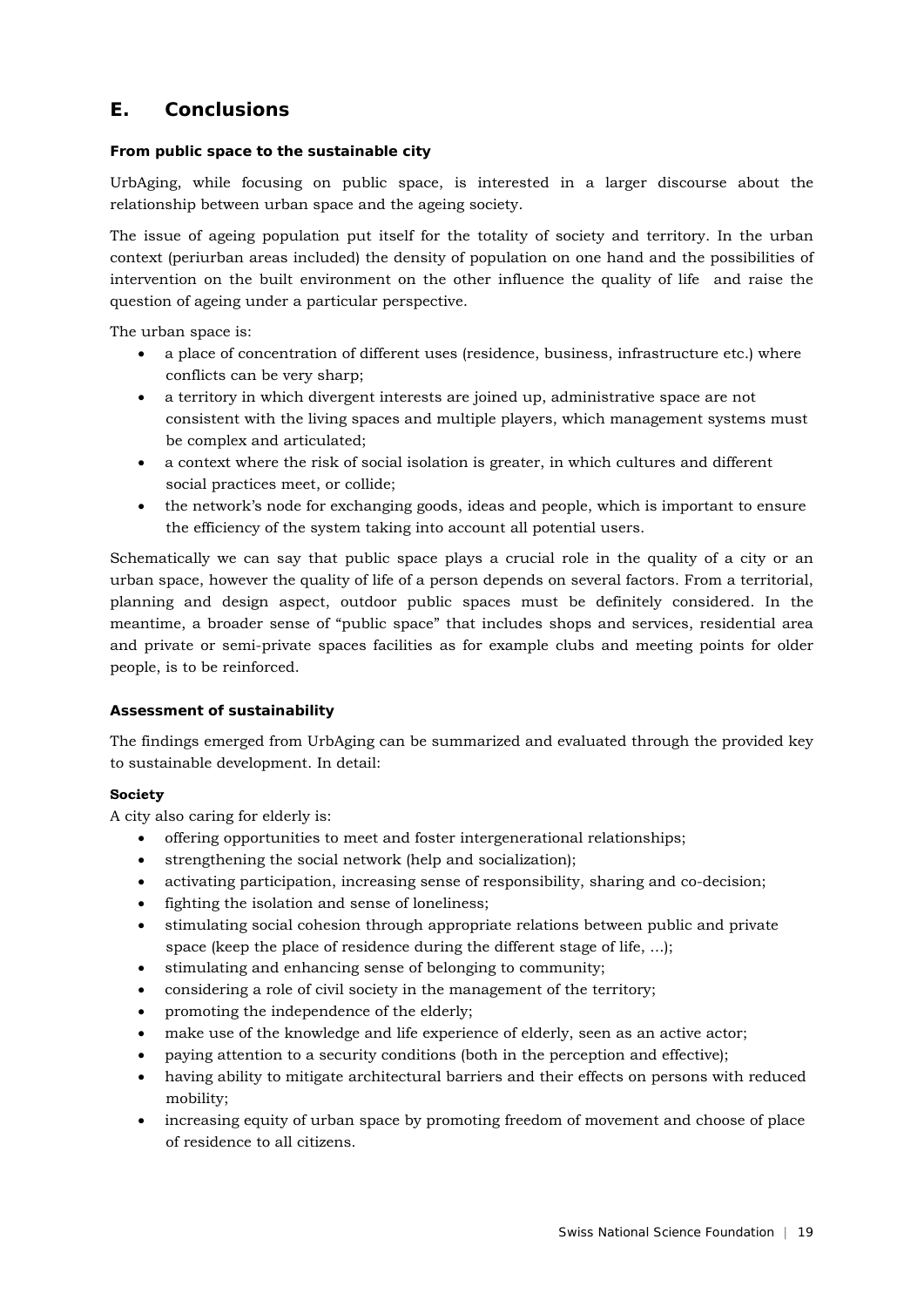## E. Conclusions

### From public space to the sustainable city

UrbAging, while focusing on public space, is interested in a larger discourse about the relationship between urban space and the ageing society.

The issue of ageing population put itself for the totality of society and territory. In the urban context (periurban areas included) the density of population on one hand and the possibilities of intervention on the built environment on the other influence the quality of life and raise the question of ageing under a particular perspective.

The urban space is:

- a place of concentration of different uses (residence, business, infrastructure etc.) where conflicts can be very sharp;
- a territory in which divergent interests are joined up, administrative space are not consistent with the living spaces and multiple players, which management systems must be complex and articulated;
- a context where the risk of social isolation is greater, in which cultures and different social practices meet, or collide;
- the network's node for exchanging goods, ideas and people, which is important to ensure the efficiency of the system taking into account all potential users.

Schematically we can say that public space plays a crucial role in the quality of a city or an urban space, however the quality of life of a person depends on several factors. From a territorial, planning and design aspect, outdoor public spaces must be definitely considered. In the meantime, a broader sense of "public space" that includes shops and services, residential area and private or semi-private spaces facilities as for example clubs and meeting points for older people, is to be reinforced.

### Assessment of sustainability

The findings emerged from UrbAging can be summarized and evaluated through the provided key to sustainable development. In detail:

#### Society

A city also caring for elderly is:

- offering opportunities to meet and foster intergenerational relationships;
- strengthening the social network (help and socialization);
- activating participation, increasing sense of responsibility, sharing and co-decision;
- fighting the isolation and sense of loneliness;
- stimulating social cohesion through appropriate relations between public and private space (keep the place of residence during the different stage of life, ...);
- stimulating and enhancing sense of belonging to community;
- considering a role of civil society in the management of the territory;
- promoting the independence of the elderly;
- make use of the knowledge and life experience of elderly, seen as an active actor;
- paying attention to a security conditions (both in the perception and effective);
- having ability to mitigate architectural barriers and their effects on persons with reduced mobility;
- increasing equity of urban space by promoting freedom of movement and choose of place of residence to all citizens.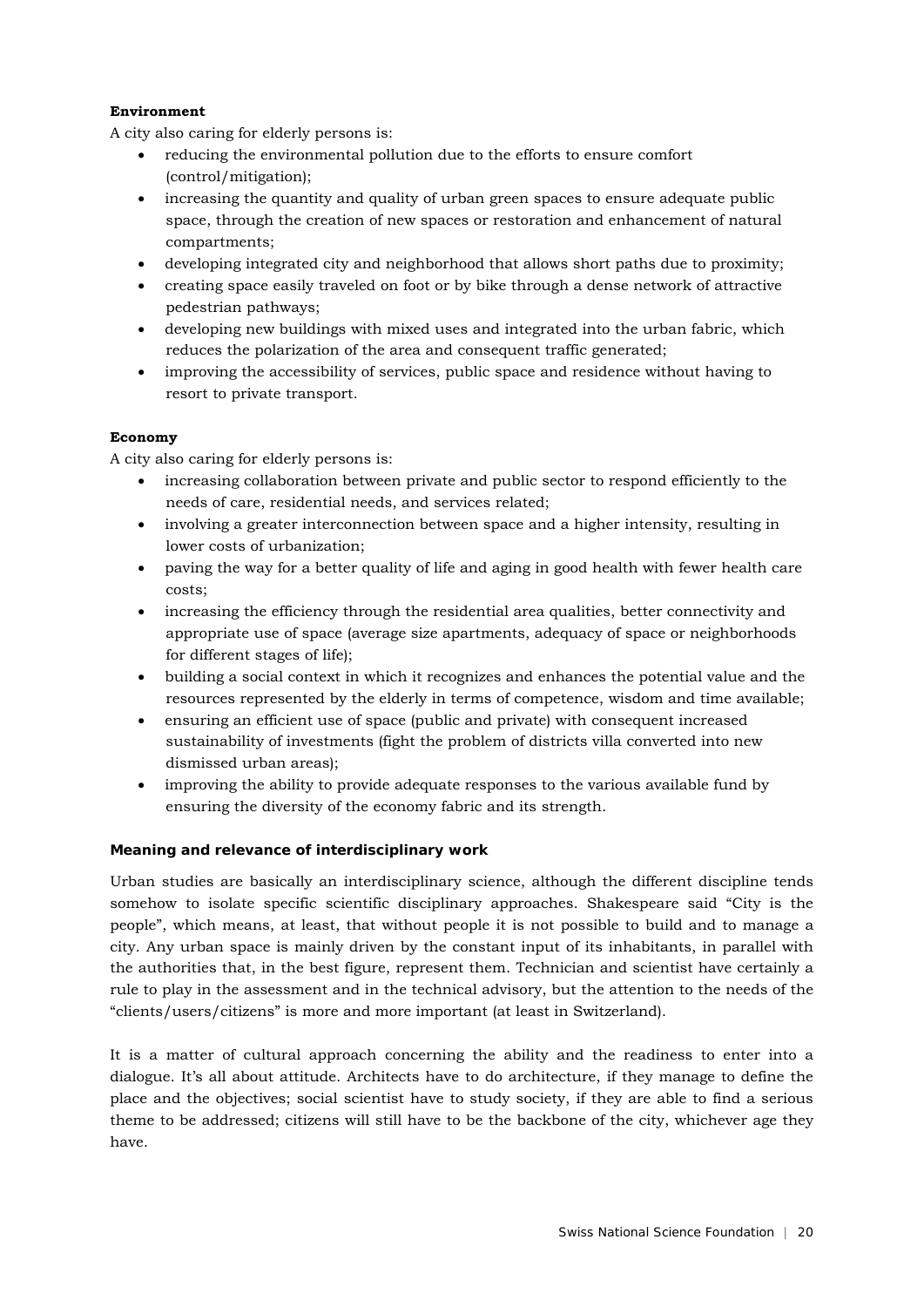**Environment**

A city also caring for elderly persons is:

- reducing the environmental pollution due to the efforts to ensure comfort (control/mitigation);
- increasing the quantity and quality of urban green spaces to ensure adequate public space, through the creation of new spaces or restoration and enhancement of natural compartments;
- developing integrated city and neighborhood that allows short paths due to proximity;
- creating space easily traveled on foot or by bike through a dense network of attractive pedestrian pathways;
- developing new buildings with mixed uses and integrated into the urban fabric, which reduces the polarization of the area and consequent traffic generated;
- improving the accessibility of services, public space and residence without having to resort to private transport.

**Economy**

A city also caring for elderly persons is:

- increasing collaboration between private and public sector to respond efficiently to the needs of care, residential needs, and services related;
- involving a greater interconnection between space and a higher intensity, resulting in lower costs of urbanization;
- paving the way for a better quality of life and aging in good health with fewer health care costs;
- increasing the efficiency through the residential area qualities, better connectivity and appropriate use of space (average size apartments, adequacy of space or neighborhoods for different stages of life);
- building a social context in which it recognizes and enhances the potential value and the resources represented by the elderly in terms of competence, wisdom and time available;
- ensuring an efficient use of space (public and private) with consequent increased sustainability of investments (fight the problem of districts villa converted into new dismissed urban areas);
- improving the ability to provide adequate responses to the various available fund by ensuring the diversity of the economy fabric and its strength.

**Meaning and relevance of interdisciplinary work**

Urban studies are basically an interdisciplinary science, although the different discipline tends somehow to isolate specific scientific disciplinary approaches. Shakespeare said "City is the people", which means, at least, that without people it is not possible to build and to manage a city. Any urban space is mainly driven by the constant input of its inhabitants, in parallel with the authorities that, in the best figure, represent them. Technician and scientist have certainly a rule to play in the assessment and in the technical advisory, but the attention to the needs of the "clients/users/citizens" is more and more important (at least in Switzerland).

It is a matter of cultural approach concerning the ability and the readiness to enter into a dialogue. It's all about attitude. Architects have to do architecture, if they manage to define the place and the objectives; social scientist have to study society, if they are able to find a serious theme to be addressed; citizens will still have to be the backbone of the city, whichever age they have.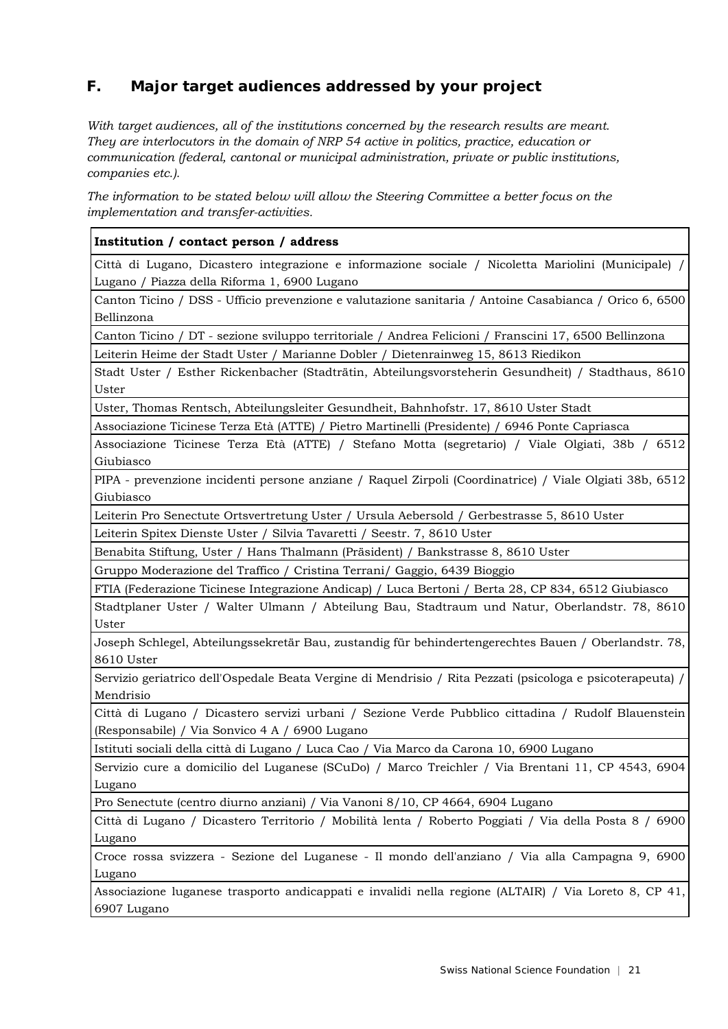## F. Major target audiences addressed by your project

*With target audiences, all of the institutions concerned by the research results are meant. They are interlocutors in the domain of NRP 54 active in politics, practice, education or communication (federal, cantonal or municipal administration, private or public institutions, companies etc.).*

*The information to be stated below will allow the Steering Committee a better focus on the implementation and transfer-activities.*

| **Institution / contact person / address** |
|---|
| Città di Lugano, Dicastero integrazione e informazione sociale / Nicoletta Mariolini (Municipale) / Lugano / Piazza della Riforma 1, 6900 Lugano |
| Canton Ticino / DSS - Ufficio prevenzione e valutazione sanitaria / Antoine Casabianca / Orico 6, 6500 Bellinzona |
| Canton Ticino / DT - sezione sviluppo territoriale / Andrea Felicioni / Franscini 17, 6500 Bellinzona |
| Leiterin Heime der Stadt Uster / Marianne Dobler / Dietenrainweg 15, 8613 Riedikon |
| Stadt Uster / Esther Rickenbacher (Stadträtin, Abteilungsvorsteherin Gesundheit) / Stadthaus, 8610 Uster |
| Uster, Thomas Rentsch, Abteilungsleiter Gesundheit, Bahnhofstr. 17, 8610 Uster Stadt |
| Associazione Ticinese Terza Età (ATTE) / Pietro Martinelli (Presidente) / 6946 Ponte Capriasca |
| Associazione Ticinese Terza Età (ATTE) / Stefano Motta (segretario) / Viale Olgiati, 38b / 6512 Giubiasco |
| PIPA - prevenzione incidenti persone anziane / Raquel Zirpoli (Coordinatrice) / Viale Olgiati 38b, 6512 Giubiasco |
| Leiterin Pro Senectute Ortsvertretung Uster / Ursula Aebersold / Gerbestrasse 5, 8610 Uster |
| Leiterin Spitex Dienste Uster / Silvia Tavaretti / Seestr. 7, 8610 Uster |
| Benabita Stiftung, Uster / Hans Thalmann (Präsident) / Bankstrasse 8, 8610 Uster |
| Gruppo Moderazione del Traffico / Cristina Terrani/ Gaggio, 6439 Bioggio |
| FTIA (Federazione Ticinese Integrazione Andicap) / Luca Bertoni / Berta 28, CP 834, 6512 Giubiasco |
| Stadtplaner Uster / Walter Ulmann / Abteilung Bau, Stadtraum und Natur, Oberlandstr. 78, 8610 Uster |
| Joseph Schlegel, Abteilungssekretär Bau, zustandig für behindertengerechtes Bauen / Oberlandstr. 78, 8610 Uster |
| Servizio geriatrico dell'Ospedale Beata Vergine di Mendrisio / Rita Pezzati (psicologa e psicoterapeuta) / Mendrisio |
| Città di Lugano / Dicastero servizi urbani / Sezione Verde Pubblico cittadina / Rudolf Blauenstein (Responsabile) / Via Sonvico 4 A / 6900 Lugano |
| Istituti sociali della città di Lugano / Luca Cao / Via Marco da Carona 10, 6900 Lugano |
| Servizio cure a domicilio del Luganese (SCuDo) / Marco Treichler / Via Brentani 11, CP 4543, 6904 Lugano |
| Pro Senectute (centro diurno anziani) / Via Vanoni 8/10, CP 4664, 6904 Lugano |
| Città di Lugano / Dicastero Territorio / Mobilità lenta / Roberto Poggiati / Via della Posta 8 / 6900 Lugano |
| Croce rossa svizzera - Sezione del Luganese - Il mondo dell'anziano / Via alla Campagna 9, 6900 Lugano |
| Associazione luganese trasporto andicappati e invalidi nella regione (ALTAIR) / Via Loreto 8, CP 41, 6907 Lugano |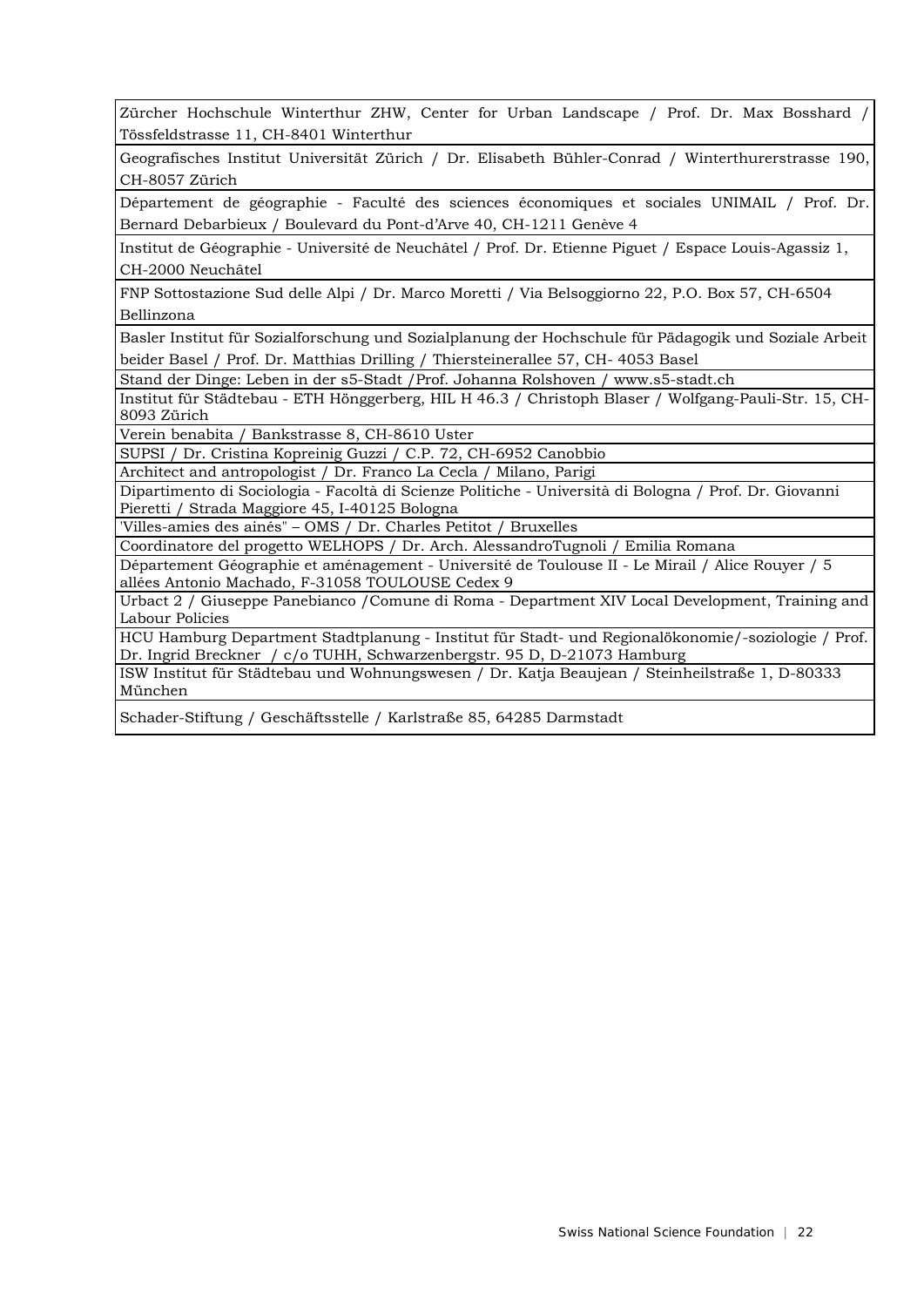| |
|---|
| Zürcher Hochschule Winterthur ZHW, Center for Urban Landscape / Prof. Dr. Max Bosshard / Tössfeldstrasse 11, CH-8401 Winterthur |
| Geografisches Institut Universität Zürich / Dr. Elisabeth Bühler-Conrad / Winterthurerstrasse 190, CH-8057 Zürich |
| Département de géographie - Faculté des sciences économiques et sociales UNIMAIL / Prof. Dr. Bernard Debarbieux / Boulevard du Pont-d'Arve 40, CH-1211 Genève 4 |
| Institut de Géographie - Université de Neuchâtel / Prof. Dr. Etienne Piguet / Espace Louis-Agassiz 1, CH-2000 Neuchâtel |
| FNP Sottostazione Sud delle Alpi / Dr. Marco Moretti / Via Belsoggiorno 22, P.O. Box 57, CH-6504 Bellinzona |
| Basler Institut für Sozialforschung und Sozialplanung der Hochschule für Pädagogik und Soziale Arbeit beider Basel / Prof. Dr. Matthias Drilling / Thiersteinerallee 57, CH- 4053 Basel |
| Stand der Dinge: Leben in der s5-Stadt /Prof. Johanna Rolshoven / www.s5-stadt.ch |
| Institut für Städtebau - ETH Hönggerberg, HIL H 46.3 / Christoph Blaser / Wolfgang-Pauli-Str. 15, CH-8093 Zürich |
| Verein benabita / Bankstrasse 8, CH-8610 Uster |
| SUPSI / Dr. Cristina Kopreinig Guzzi / C.P. 72, CH-6952 Canobbio |
| Architect and antropologist / Dr. Franco La Cecla / Milano, Parigi |
| Dipartimento di Sociologia - Facoltà di Scienze Politiche - Università di Bologna / Prof. Dr. Giovanni Pieretti / Strada Maggiore 45, I-40125 Bologna |
| 'Villes-amies des ainés" – OMS / Dr. Charles Petitot / Bruxelles |
| Coordinatore del progetto WELHOPS / Dr. Arch. AlessandroTugnoli / Emilia Romana |
| Département Géographie et aménagement - Université de Toulouse II - Le Mirail / Alice Rouyer / 5 allées Antonio Machado, F-31058 TOULOUSE Cedex 9 |
| Urbact 2 / Giuseppe Panebianco /Comune di Roma - Department XIV Local Development, Training and Labour Policies |
| HCU Hamburg Department Stadtplanung - Institut für Stadt- und Regionalökonomie/-soziologie / Prof. Dr. Ingrid Breckner / c/o TUHH, Schwarzenbergstr. 95 D, D-21073 Hamburg |
| ISW Institut für Städtebau und Wohnungswesen / Dr. Katja Beaujean / Steinheilstraße 1, D-80333 München |
| Schader-Stiftung / Geschäftsstelle / Karlstraße 85, 64285 Darmstadt |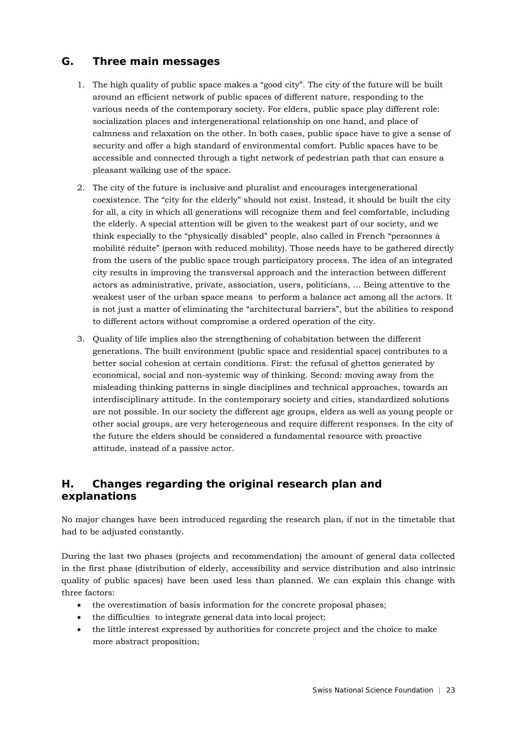## G. Three main messages

1. The high quality of public space makes a "good city". The city of the future will be built around an efficient network of public spaces of different nature, responding to the various needs of the contemporary society. For elders, public space play different role: socialization places and intergenerational relationship on one hand, and place of calmness and relaxation on the other. In both cases, public space have to give a sense of security and offer a high standard of environmental comfort. Public spaces have to be accessible and connected through a tight network of pedestrian path that can ensure a pleasant walking use of the space.

2. The city of the future is inclusive and pluralist and encourages intergenerational coexistence. The "city for the elderly" should not exist. Instead, it should be built the city for all, a city in which all generations will recognize them and feel comfortable, including the elderly. A special attention will be given to the weakest part of our society, and we think especially to the "physically disabled" people, also called in French "personnes à mobilité réduite" (person with reduced mobility). Those needs have to be gathered directly from the users of the public space trough participatory process. The idea of an integrated city results in improving the transversal approach and the interaction between different actors as administrative, private, association, users, politicians, … Being attentive to the weakest user of the urban space means to perform a balance act among all the actors. It is not just a matter of eliminating the "architectural barriers", but the abilities to respond to different actors without compromise a ordered operation of the city.

3. Quality of life implies also the strengthening of cohabitation between the different generations. The built environment (public space and residential space) contributes to a better social cohesion at certain conditions. First: the refusal of ghettos generated by economical, social and non-systemic way of thinking. Second: moving away from the misleading thinking patterns in single disciplines and technical approaches, towards an interdisciplinary attitude. In the contemporary society and cities, standardized solutions are not possible. In our society the different age groups, elders as well as young people or other social groups, are very heterogeneous and require different responses. In the city of the future the elders should be considered a fundamental resource with proactive attitude, instead of a passive actor.

## H. Changes regarding the original research plan and explanations

No major changes have been introduced regarding the research plan, if not in the timetable that had to be adjusted constantly.

During the last two phases (projects and recommendation) the amount of general data collected in the first phase (distribution of elderly, accessibility and service distribution and also intrinsic quality of public spaces) have been used less than planned. We can explain this change with three factors:

- the overestimation of basis information for the concrete proposal phases;
- the difficulties to integrate general data into local project;
- the little interest expressed by authorities for concrete project and the choice to make more abstract proposition;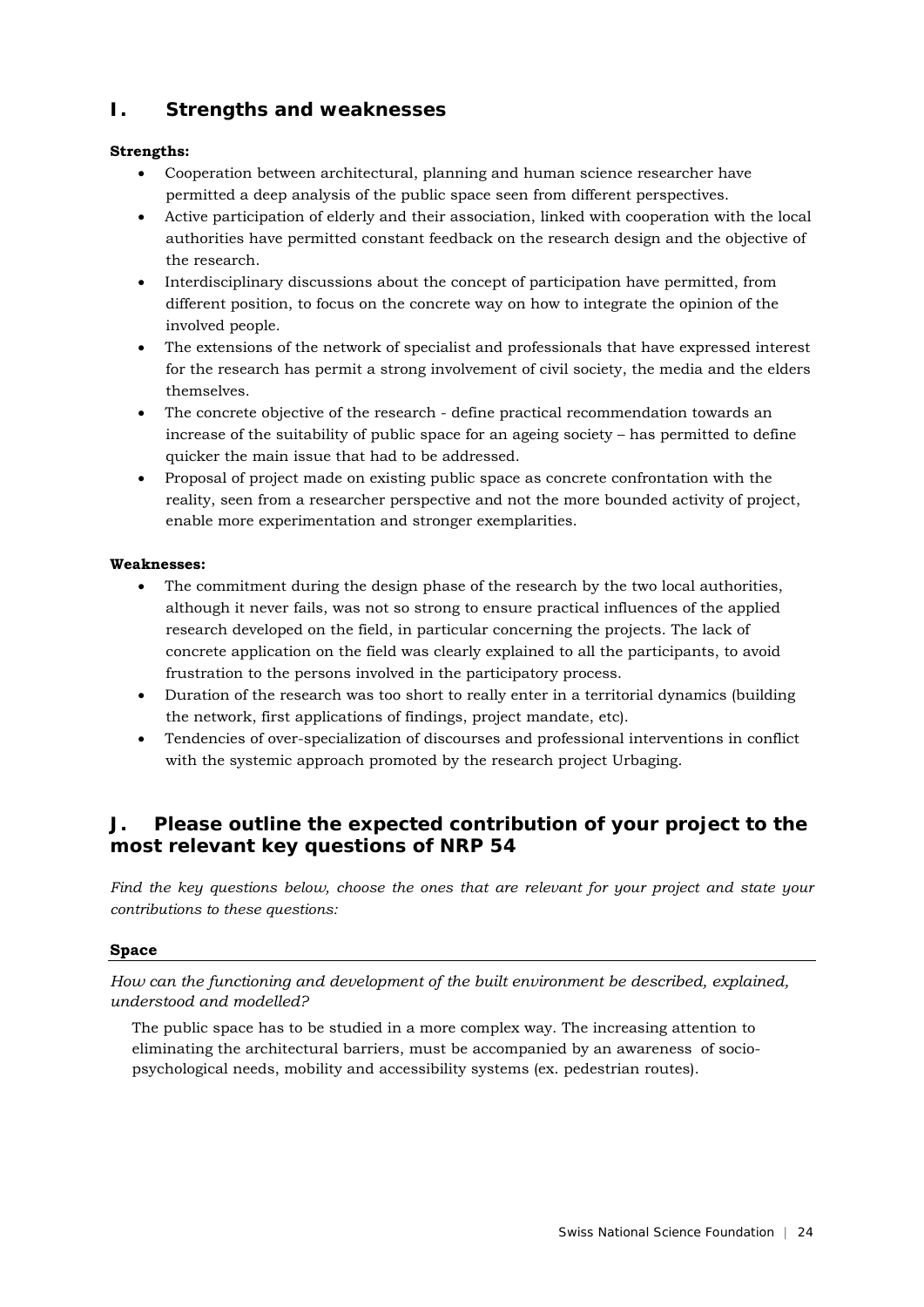## I. Strengths and weaknesses

**Strengths:**

- Cooperation between architectural, planning and human science researcher have permitted a deep analysis of the public space seen from different perspectives.
- Active participation of elderly and their association, linked with cooperation with the local authorities have permitted constant feedback on the research design and the objective of the research.
- Interdisciplinary discussions about the concept of participation have permitted, from different position, to focus on the concrete way on how to integrate the opinion of the involved people.
- The extensions of the network of specialist and professionals that have expressed interest for the research has permit a strong involvement of civil society, the media and the elders themselves.
- The concrete objective of the research - define practical recommendation towards an increase of the suitability of public space for an ageing society – has permitted to define quicker the main issue that had to be addressed.
- Proposal of project made on existing public space as concrete confrontation with the reality, seen from a researcher perspective and not the more bounded activity of project, enable more experimentation and stronger exemplarities.

**Weaknesses:**

- The commitment during the design phase of the research by the two local authorities, although it never fails, was not so strong to ensure practical influences of the applied research developed on the field, in particular concerning the projects. The lack of concrete application on the field was clearly explained to all the participants, to avoid frustration to the persons involved in the participatory process.
- Duration of the research was too short to really enter in a territorial dynamics (building the network, first applications of findings, project mandate, etc).
- Tendencies of over-specialization of discourses and professional interventions in conflict with the systemic approach promoted by the research project Urbaging.

## J. Please outline the expected contribution of your project to the most relevant key questions of NRP 54

*Find the key questions below, choose the ones that are relevant for your project and state your contributions to these questions:*

**Space**

*How can the functioning and development of the built environment be described, explained, understood and modelled?*

The public space has to be studied in a more complex way. The increasing attention to eliminating the architectural barriers, must be accompanied by an awareness of socio-psychological needs, mobility and accessibility systems (ex. pedestrian routes).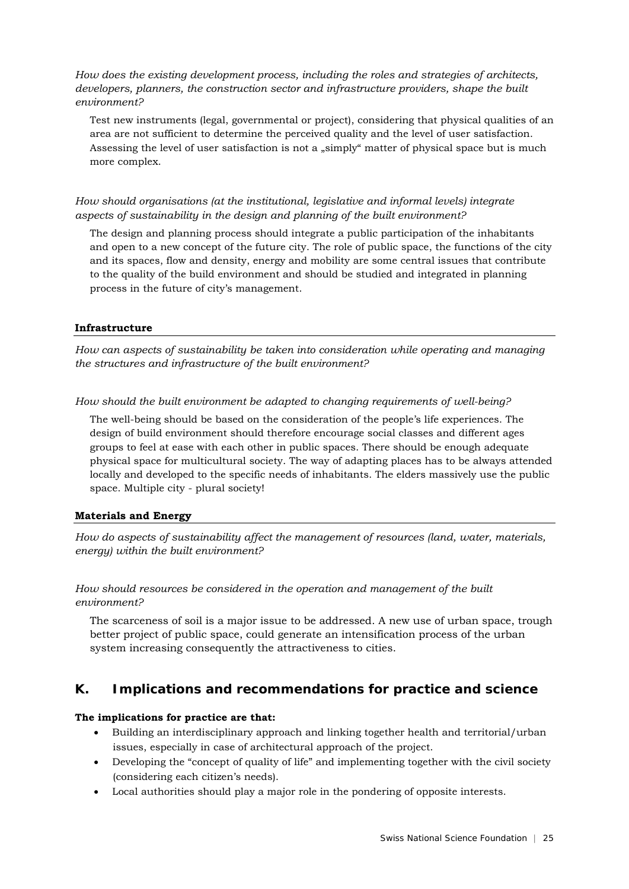*How does the existing development process, including the roles and strategies of architects, developers, planners, the construction sector and infrastructure providers, shape the built environment?*

Test new instruments (legal, governmental or project), considering that physical qualities of an area are not sufficient to determine the perceived quality and the level of user satisfaction. Assessing the level of user satisfaction is not a „simply" matter of physical space but is much more complex.

*How should organisations (at the institutional, legislative and informal levels) integrate aspects of sustainability in the design and planning of the built environment?*

The design and planning process should integrate a public participation of the inhabitants and open to a new concept of the future city. The role of public space, the functions of the city and its spaces, flow and density, energy and mobility are some central issues that contribute to the quality of the build environment and should be studied and integrated in planning process in the future of city's management.

**Infrastructure**

*How can aspects of sustainability be taken into consideration while operating and managing the structures and infrastructure of the built environment?*

*How should the built environment be adapted to changing requirements of well-being?*

The well-being should be based on the consideration of the people's life experiences. The design of build environment should therefore encourage social classes and different ages groups to feel at ease with each other in public spaces. There should be enough adequate physical space for multicultural society. The way of adapting places has to be always attended locally and developed to the specific needs of inhabitants. The elders massively use the public space. Multiple city - plural society!

**Materials and Energy**

*How do aspects of sustainability affect the management of resources (land, water, materials, energy) within the built environment?*

*How should resources be considered in the operation and management of the built environment?*

The scarceness of soil is a major issue to be addressed. A new use of urban space, trough better project of public space, could generate an intensification process of the urban system increasing consequently the attractiveness to cities.

## K. Implications and recommendations for practice and science

**The implications for practice are that:**

- Building an interdisciplinary approach and linking together health and territorial/urban issues, especially in case of architectural approach of the project.
- Developing the "concept of quality of life" and implementing together with the civil society (considering each citizen's needs).
- Local authorities should play a major role in the pondering of opposite interests.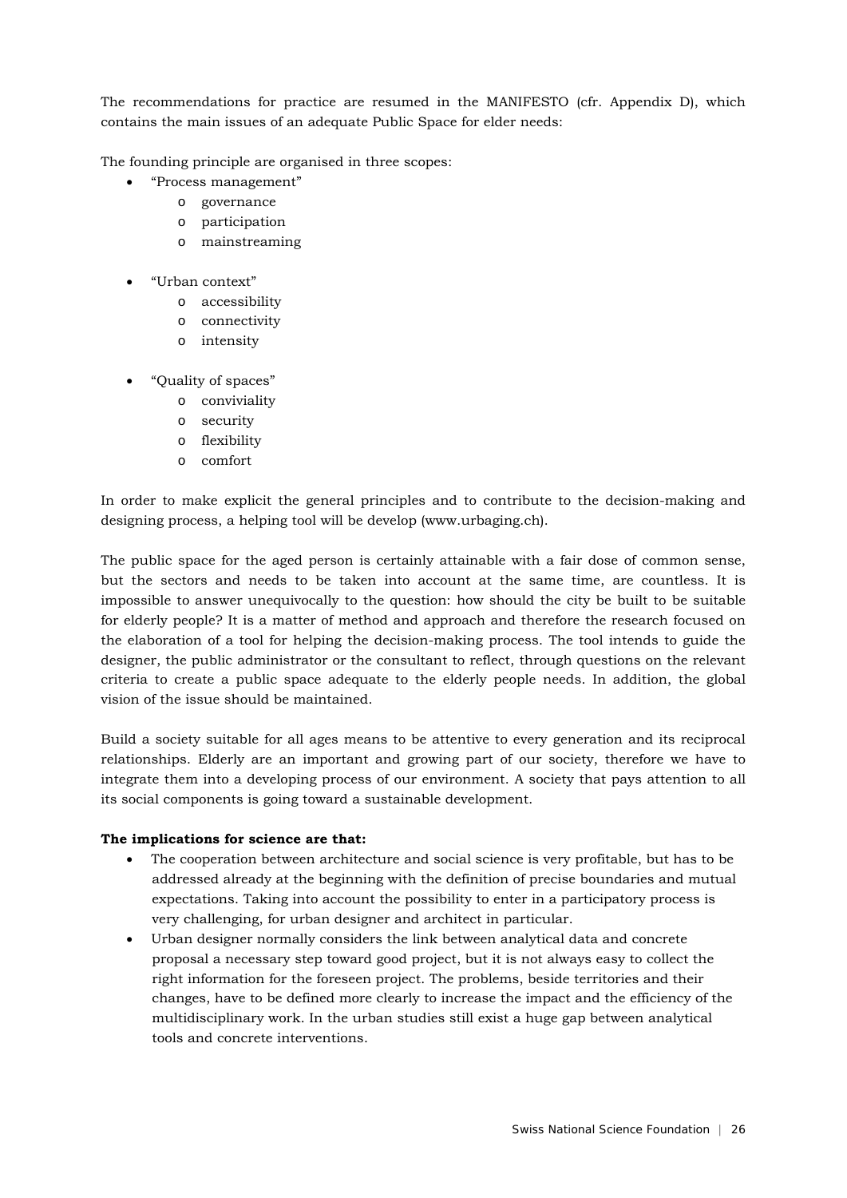The recommendations for practice are resumed in the MANIFESTO (cfr. Appendix D), which contains the main issues of an adequate Public Space for elder needs:

The founding principle are organised in three scopes:

- "Process management"
    - governance
    - participation
    - mainstreaming
- "Urban context"
    - accessibility
    - connectivity
    - intensity
- "Quality of spaces"
    - conviviality
    - security
    - flexibility
    - comfort

In order to make explicit the general principles and to contribute to the decision-making and designing process, a helping tool will be develop (www.urbaging.ch).

The public space for the aged person is certainly attainable with a fair dose of common sense, but the sectors and needs to be taken into account at the same time, are countless. It is impossible to answer unequivocally to the question: how should the city be built to be suitable for elderly people? It is a matter of method and approach and therefore the research focused on the elaboration of a tool for helping the decision-making process. The tool intends to guide the designer, the public administrator or the consultant to reflect, through questions on the relevant criteria to create a public space adequate to the elderly people needs. In addition, the global vision of the issue should be maintained.

Build a society suitable for all ages means to be attentive to every generation and its reciprocal relationships. Elderly are an important and growing part of our society, therefore we have to integrate them into a developing process of our environment. A society that pays attention to all its social components is going toward a sustainable development.

**The implications for science are that:**

- The cooperation between architecture and social science is very profitable, but has to be addressed already at the beginning with the definition of precise boundaries and mutual expectations. Taking into account the possibility to enter in a participatory process is very challenging, for urban designer and architect in particular.
- Urban designer normally considers the link between analytical data and concrete proposal a necessary step toward good project, but it is not always easy to collect the right information for the foreseen project. The problems, beside territories and their changes, have to be defined more clearly to increase the impact and the efficiency of the multidisciplinary work. In the urban studies still exist a huge gap between analytical tools and concrete interventions.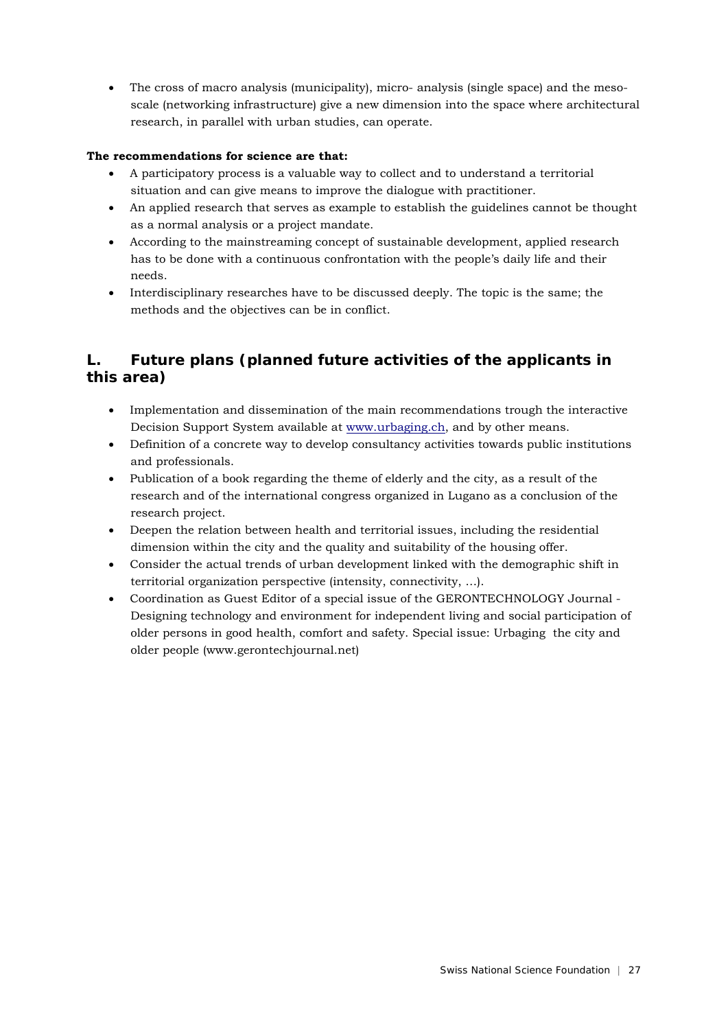- The cross of macro analysis (municipality), micro- analysis (single space) and the meso-scale (networking infrastructure) give a new dimension into the space where architectural research, in parallel with urban studies, can operate.

**The recommendations for science are that:**

- A participatory process is a valuable way to collect and to understand a territorial situation and can give means to improve the dialogue with practitioner.
- An applied research that serves as example to establish the guidelines cannot be thought as a normal analysis or a project mandate.
- According to the mainstreaming concept of sustainable development, applied research has to be done with a continuous confrontation with the people's daily life and their needs.
- Interdisciplinary researches have to be discussed deeply. The topic is the same; the methods and the objectives can be in conflict.

## L. Future plans (planned future activities of the applicants in this area)

- Implementation and dissemination of the main recommendations trough the interactive Decision Support System available at www.urbaging.ch, and by other means.
- Definition of a concrete way to develop consultancy activities towards public institutions and professionals.
- Publication of a book regarding the theme of elderly and the city, as a result of the research and of the international congress organized in Lugano as a conclusion of the research project.
- Deepen the relation between health and territorial issues, including the residential dimension within the city and the quality and suitability of the housing offer.
- Consider the actual trends of urban development linked with the demographic shift in territorial organization perspective (intensity, connectivity, ...).
- Coordination as Guest Editor of a special issue of the GERONTECHNOLOGY Journal - Designing technology and environment for independent living and social participation of older persons in good health, comfort and safety. Special issue: Urbaging the city and older people (www.gerontechjournal.net)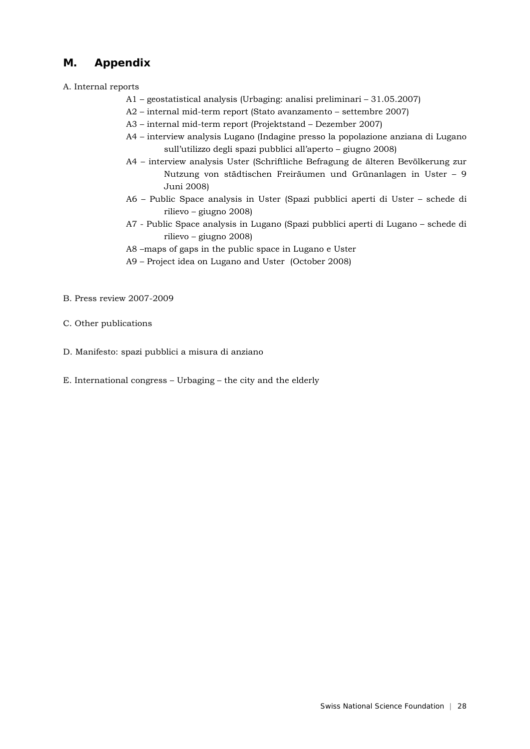## M. Appendix

A. Internal reports

- A1 – geostatistical analysis (Urbaging: analisi preliminari – 31.05.2007)
- A2 – internal mid-term report (Stato avanzamento – settembre 2007)
- A3 – internal mid-term report (Projektstand – Dezember 2007)
- A4 – interview analysis Lugano (Indagine presso la popolazione anziana di Lugano sull'utilizzo degli spazi pubblici all'aperto – giugno 2008)
- A4 – interview analysis Uster (Schriftliche Befragung de älteren Bevölkerung zur Nutzung von städtischen Freiräumen und Grünanlagen in Uster – 9 Juni 2008)
- A6 – Public Space analysis in Uster (Spazi pubblici aperti di Uster – schede di rilievo – giugno 2008)
- A7 - Public Space analysis in Lugano (Spazi pubblici aperti di Lugano – schede di rilievo – giugno 2008)
- A8 –maps of gaps in the public space in Lugano e Uster
- A9 – Project idea on Lugano and Uster (October 2008)

B. Press review 2007-2009

C. Other publications

D. Manifesto: spazi pubblici a misura di anziano

E. International congress – Urbaging – the city and the elderly